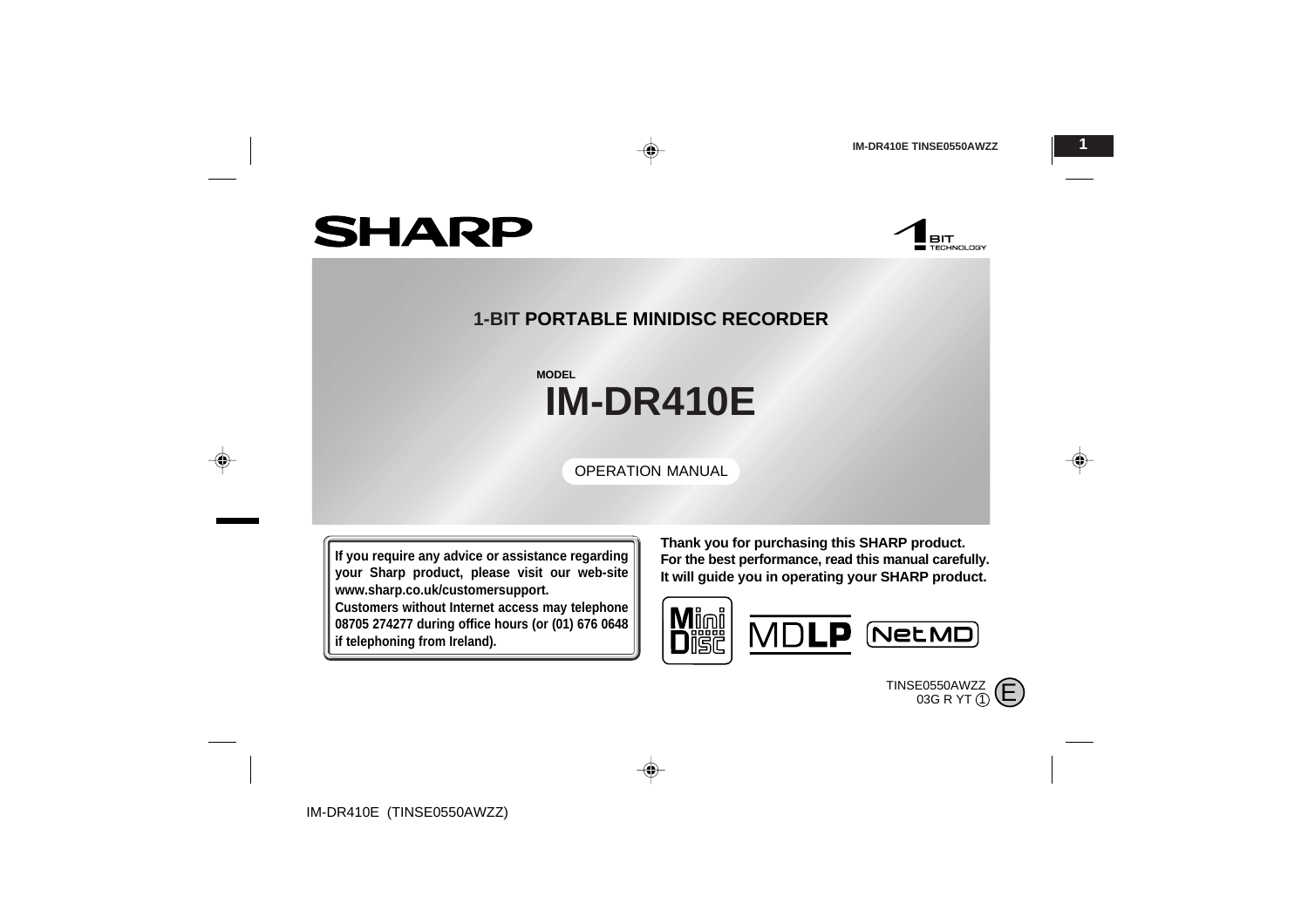SHARP

1 BIT TECHNOLOGY

# 1-BIT PORTABLE MINIDISC RECORDER

MODEL

# IM-DR410E

OPERATION MANUAL

**If you require any advice or assistance regarding your Sharp product, please visit our web-site www.sharp.co.uk/customersupport.**
**Customers without Internet access may telephone 08705 274277 during office hours (or (01) 676 0648 if telephoning from Ireland).**

**Thank you for purchasing this SHARP product.**
**For the best performance, read this manual carefully.**
**It will guide you in operating your SHARP product.**

MiniDisc MDLP NetMD

TINSE0550AWZZ
03G R YT ①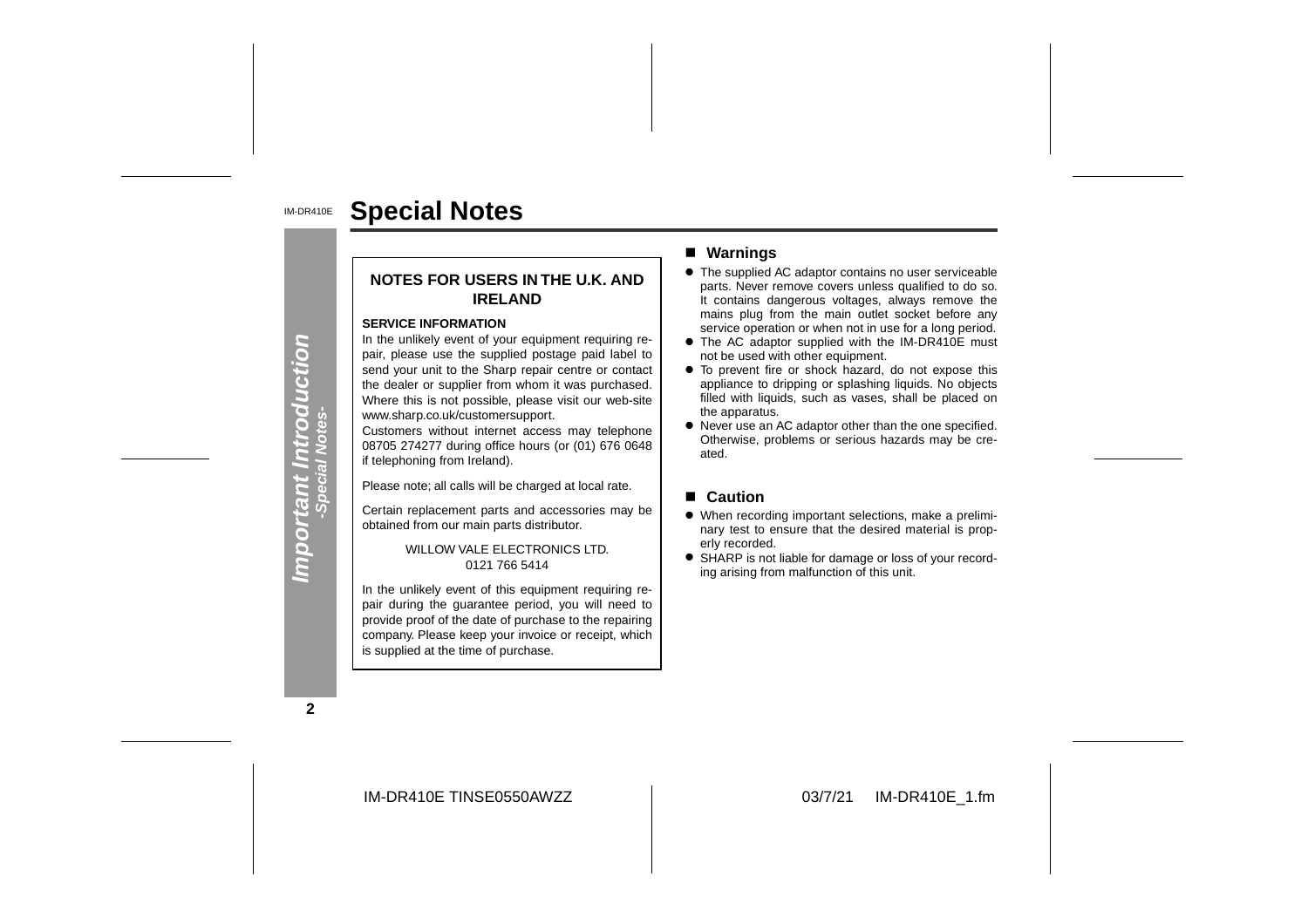# Special Notes

## NOTES FOR USERS IN THE U.K. AND IRELAND

**SERVICE INFORMATION**

In the unlikely event of your equipment requiring repair, please use the supplied postage paid label to send your unit to the Sharp repair centre or contact the dealer or supplier from whom it was purchased. Where this is not possible, please visit our web-site www.sharp.co.uk/customersupport.

Customers without internet access may telephone 08705 274277 during office hours (or (01) 676 0648 if telephoning from Ireland).

Please note; all calls will be charged at local rate.

Certain replacement parts and accessories may be obtained from our main parts distributor.

WILLOW VALE ELECTRONICS LTD.
0121 766 5414

In the unlikely event of this equipment requiring repair during the guarantee period, you will need to provide proof of the date of purchase to the repairing company. Please keep your invoice or receipt, which is supplied at the time of purchase.

## ■ Warnings

- The supplied AC adaptor contains no user serviceable parts. Never remove covers unless qualified to do so. It contains dangerous voltages, always remove the mains plug from the main outlet socket before any service operation or when not in use for a long period.
- The AC adaptor supplied with the IM-DR410E must not be used with other equipment.
- To prevent fire or shock hazard, do not expose this appliance to dripping or splashing liquids. No objects filled with liquids, such as vases, shall be placed on the apparatus.
- Never use an AC adaptor other than the one specified. Otherwise, problems or serious hazards may be created.

## ■ Caution

- When recording important selections, make a preliminary test to ensure that the desired material is properly recorded.
- SHARP is not liable for damage or loss of your recording arising from malfunction of this unit.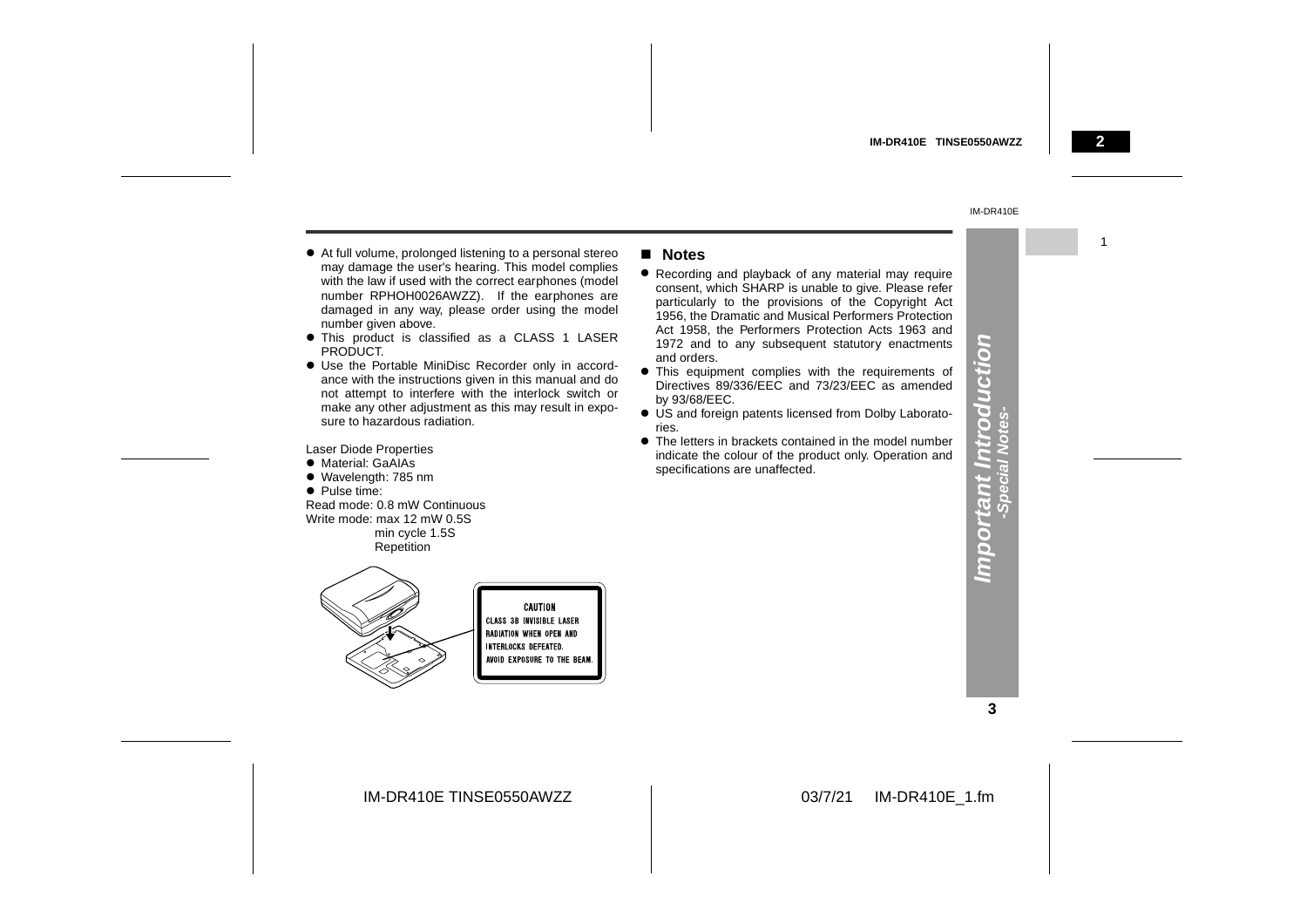- At full volume, prolonged listening to a personal stereo may damage the user's hearing. This model complies with the law if used with the correct earphones (model number RPHOH0026AWZZ). If the earphones are damaged in any way, please order using the model number given above.
- This product is classified as a CLASS 1 LASER PRODUCT.
- Use the Portable MiniDisc Recorder only in accordance with the instructions given in this manual and do not attempt to interfere with the interlock switch or make any other adjustment as this may result in exposure to hazardous radiation.

Laser Diode Properties

- Material: GaAIAs
- Wavelength: 785 nm
- Pulse time:

Read mode: 0.8 mW Continuous
Write mode: max 12 mW 0.5S
min cycle 1.5S
Repetition

CAUTION
CLASS 3B INVISIBLE LASER RADIATION WHEN OPEN AND INTERLOCKS DEFEATED.
AVOID EXPOSURE TO THE BEAM.

## Notes

- Recording and playback of any material may require consent, which SHARP is unable to give. Please refer particularly to the provisions of the Copyright Act 1956, the Dramatic and Musical Performers Protection Act 1958, the Performers Protection Acts 1963 and 1972 and to any subsequent statutory enactments and orders.
- This equipment complies with the requirements of Directives 89/336/EEC and 73/23/EEC as amended by 93/68/EEC.
- US and foreign patents licensed from Dolby Laboratories.
- The letters in brackets contained in the model number indicate the colour of the product only. Operation and specifications are unaffected.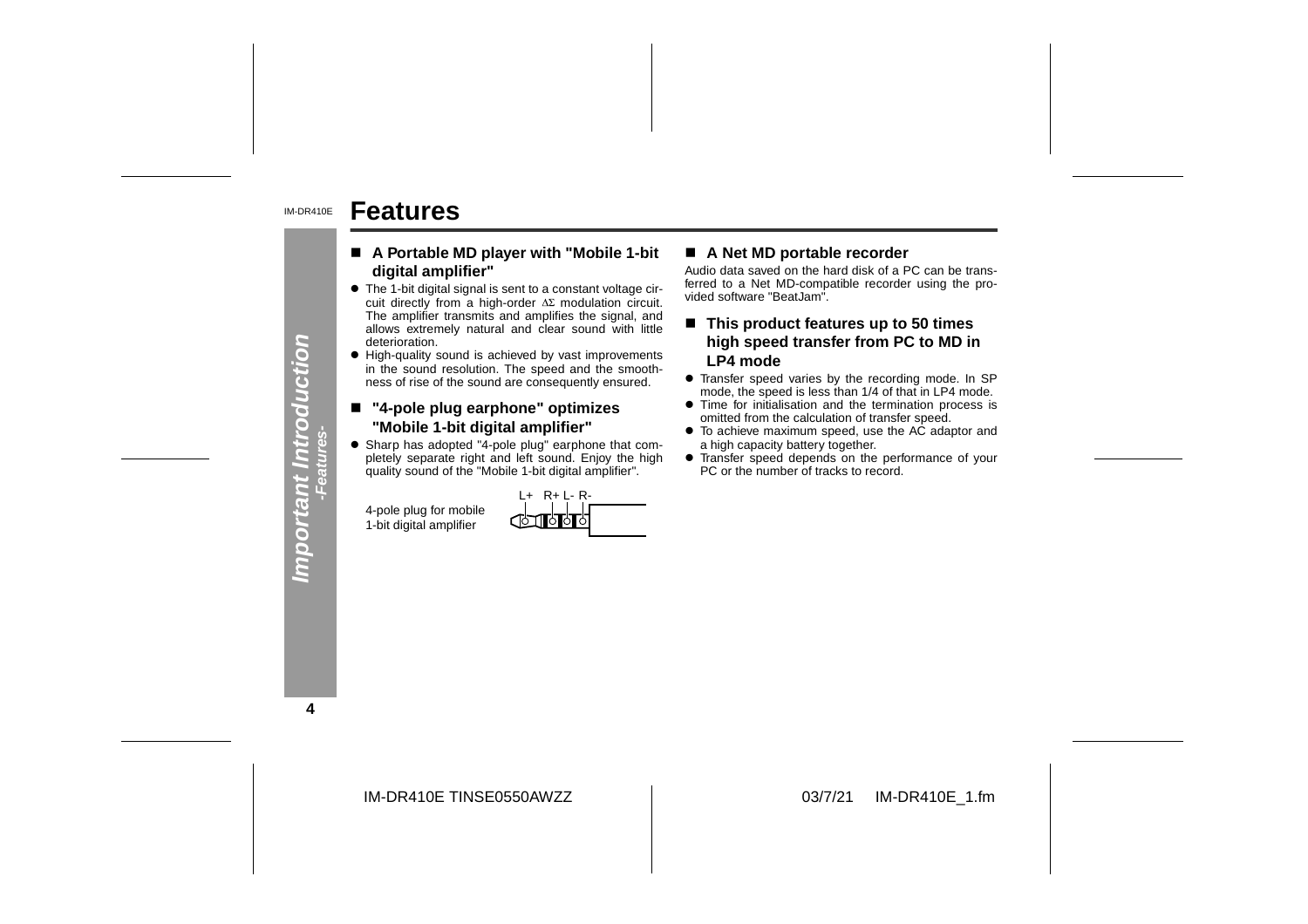# Features

## ■ A Portable MD player with "Mobile 1-bit digital amplifier"

- The 1-bit digital signal is sent to a constant voltage circuit directly from a high-order ΔΣ modulation circuit. The amplifier transmits and amplifies the signal, and allows extremely natural and clear sound with little deterioration.
- High-quality sound is achieved by vast improvements in the sound resolution. The speed and the smoothness of rise of the sound are consequently ensured.

## ■ "4-pole plug earphone" optimizes "Mobile 1-bit digital amplifier"

- Sharp has adopted "4-pole plug" earphone that completely separate right and left sound. Enjoy the high quality sound of the "Mobile 1-bit digital amplifier".

4-pole plug for mobile 1-bit digital amplifier

L+ R+ L- R-

## ■ A Net MD portable recorder

Audio data saved on the hard disk of a PC can be transferred to a Net MD-compatible recorder using the provided software "BeatJam".

## ■ This product features up to 50 times high speed transfer from PC to MD in LP4 mode

- Transfer speed varies by the recording mode. In SP mode, the speed is less than 1/4 of that in LP4 mode.
- Time for initialisation and the termination process is omitted from the calculation of transfer speed.
- To achieve maximum speed, use the AC adaptor and a high capacity battery together.
- Transfer speed depends on the performance of your PC or the number of tracks to record.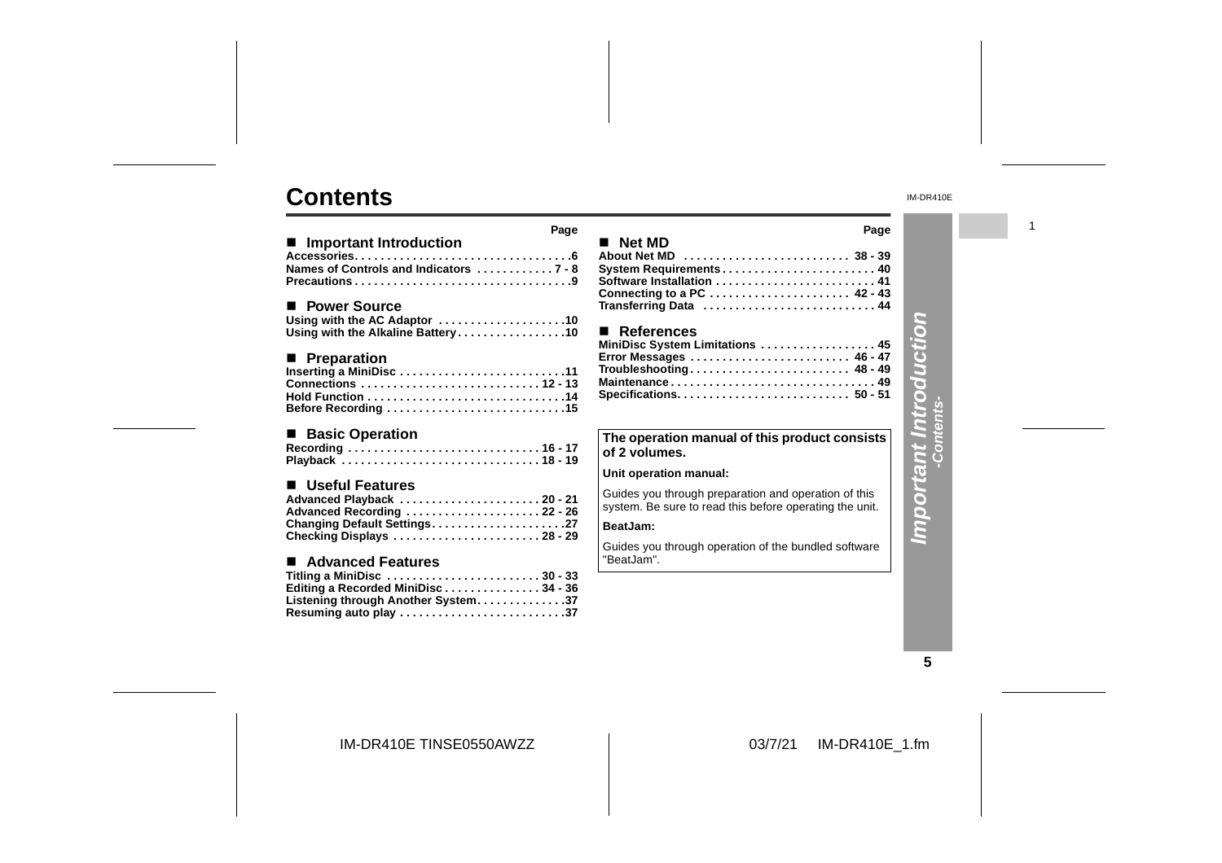# Contents

| Important Introduction | Page |
|---|---|
| Accessories | 6 |
| Names of Controls and Indicators | 7 - 8 |
| Precautions | 9 |

| Power Source | Page |
|---|---|
| Using with the AC Adaptor | 10 |
| Using with the Alkaline Battery | 10 |

| Preparation | Page |
|---|---|
| Inserting a MiniDisc | 11 |
| Connections | 12 - 13 |
| Hold Function | 14 |
| Before Recording | 15 |

| Basic Operation | Page |
|---|---|
| Recording | 16 - 17 |
| Playback | 18 - 19 |

| Useful Features | Page |
|---|---|
| Advanced Playback | 20 - 21 |
| Advanced Recording | 22 - 26 |
| Changing Default Settings | 27 |
| Checking Displays | 28 - 29 |

| Advanced Features | Page |
|---|---|
| Titling a MiniDisc | 30 - 33 |
| Editing a Recorded MiniDisc | 34 - 36 |
| Listening through Another System | 37 |
| Resuming auto play | 37 |

| Net MD | Page |
|---|---|
| About Net MD | 38 - 39 |
| System Requirements | 40 |
| Software Installation | 41 |
| Connecting to a PC | 42 - 43 |
| Transferring Data | 44 |

| References | Page |
|---|---|
| MiniDisc System Limitations | 45 |
| Error Messages | 46 - 47 |
| Troubleshooting | 48 - 49 |
| Maintenance | 49 |
| Specifications | 50 - 51 |

**The operation manual of this product consists of 2 volumes.**

**Unit operation manual:**

Guides you through preparation and operation of this system. Be sure to read this before operating the unit.

**BeatJam:**

Guides you through operation of the bundled software "BeatJam".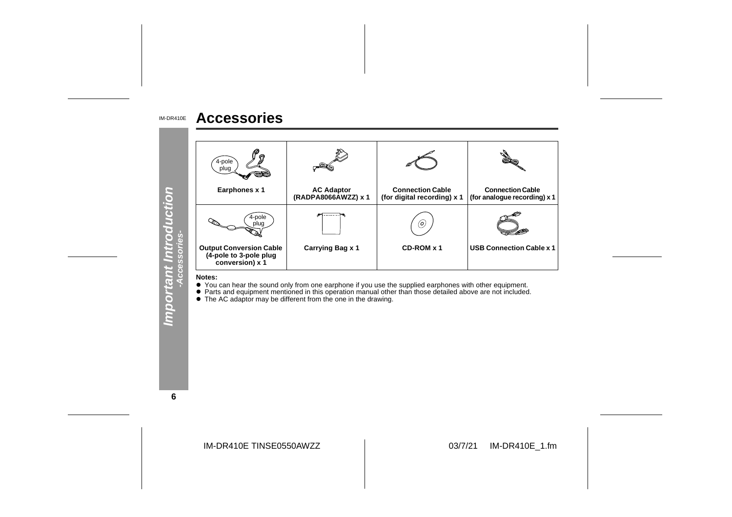# Accessories

| 4-pole plug | | | |
|---|---|---|---|
| **Earphones x 1** | **AC Adaptor (RADPA8066AWZZ) x 1** | **Connection Cable (for digital recording) x 1** | **Connection Cable (for analogue recording) x 1** |
| 4-pole plug | | | |
| **Output Conversion Cable (4-pole to 3-pole plug conversion) x 1** | **Carrying Bag x 1** | **CD-ROM x 1** | **USB Connection Cable x 1** |

**Notes:**

- You can hear the sound only from one earphone if you use the supplied earphones with other equipment.
- Parts and equipment mentioned in this operation manual other than those detailed above are not included.
- The AC adaptor may be different from the one in the drawing.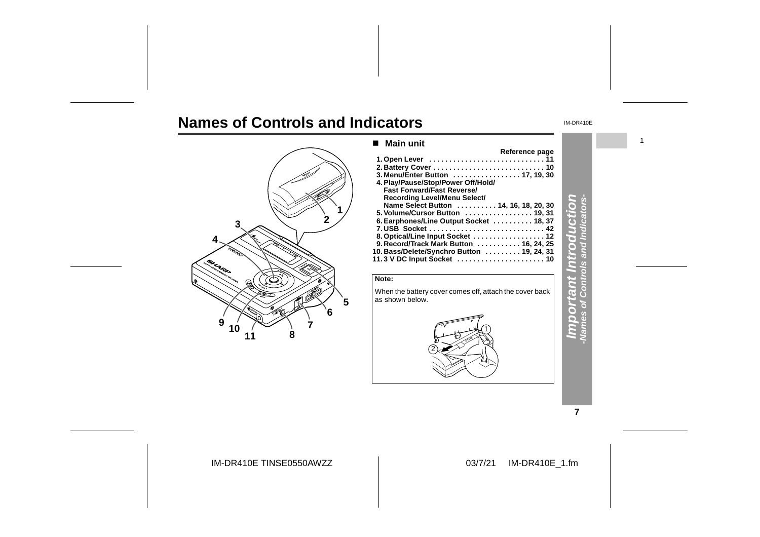# Names of Controls and Indicators

## ■ Main unit

| | Reference page |
|---|---|
| 1. Open Lever | 11 |
| 2. Battery Cover | 10 |
| 3. Menu/Enter Button | 17, 19, 30 |
| 4. Play/Pause/Stop/Power Off/Hold/ Fast Forward/Fast Reverse/ Recording Level/Menu Select/ Name Select Button | 14, 16, 18, 20, 30 |
| 5. Volume/Cursor Button | 19, 31 |
| 6. Earphones/Line Output Socket | 18, 37 |
| 7. USB Socket | 42 |
| 8. Optical/Line Input Socket | 12 |
| 9. Record/Track Mark Button | 16, 24, 25 |
| 10. Bass/Delete/Synchro Button | 19, 24, 31 |
| 11. 3 V DC Input Socket | 10 |

**Note:**

When the battery cover comes off, attach the cover back as shown below.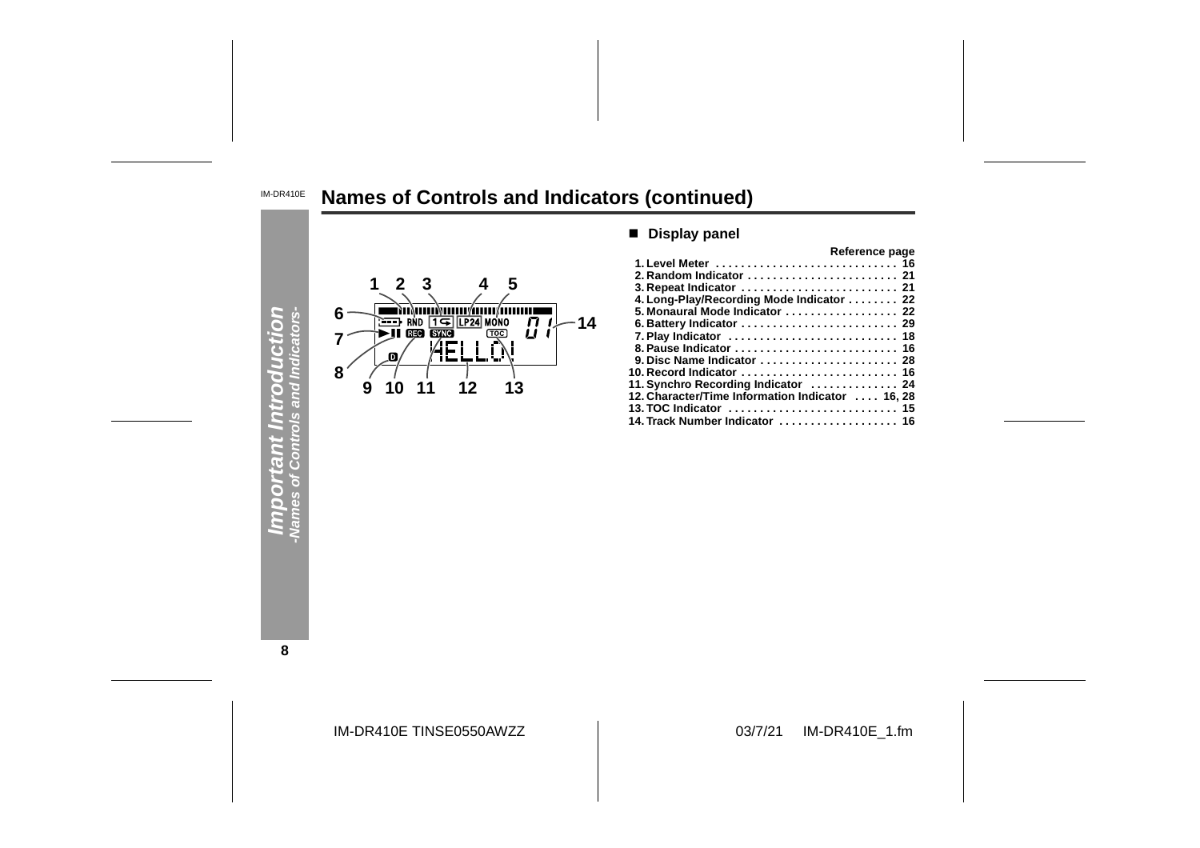# Names of Controls and Indicators (continued)

## ■ Display panel

| | Reference page |
|---|---|
| 1. Level Meter | 16 |
| 2. Random Indicator | 21 |
| 3. Repeat Indicator | 21 |
| 4. Long-Play/Recording Mode Indicator | 22 |
| 5. Monaural Mode Indicator | 22 |
| 6. Battery Indicator | 29 |
| 7. Play Indicator | 18 |
| 8. Pause Indicator | 16 |
| 9. Disc Name Indicator | 28 |
| 10. Record Indicator | 16 |
| 11. Synchro Recording Indicator | 24 |
| 12. Character/Time Information Indicator | 16, 28 |
| 13. TOC Indicator | 15 |
| 14. Track Number Indicator | 16 |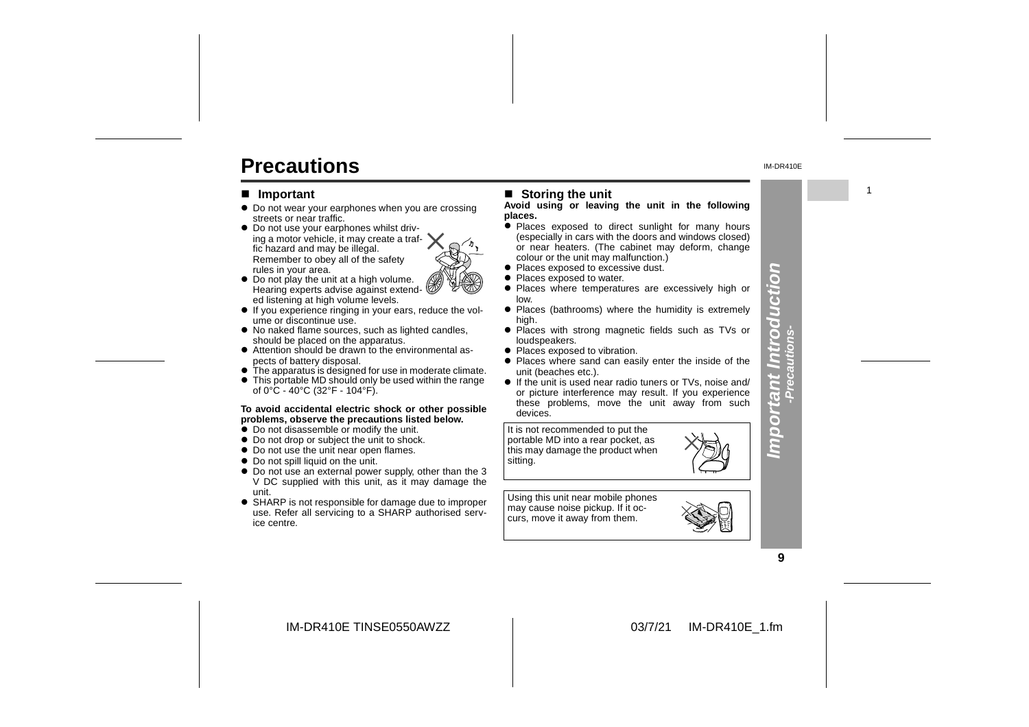# Precautions

## ■ Important

- Do not wear your earphones when you are crossing streets or near traffic.
- Do not use your earphones whilst driving a motor vehicle, it may create a traffic hazard and may be illegal. Remember to obey all of the safety rules in your area.
- Do not play the unit at a high volume. Hearing experts advise against extended listening at high volume levels.
- If you experience ringing in your ears, reduce the volume or discontinue use.
- No naked flame sources, such as lighted candles, should be placed on the apparatus.
- Attention should be drawn to the environmental aspects of battery disposal.
- The apparatus is designed for use in moderate climate.
- This portable MD should only be used within the range of 0°C - 40°C (32°F - 104°F).

**To avoid accidental electric shock or other possible problems, observe the precautions listed below.**

- Do not disassemble or modify the unit.
- Do not drop or subject the unit to shock.
- Do not use the unit near open flames.
- Do not spill liquid on the unit.
- Do not use an external power supply, other than the 3 V DC supplied with this unit, as it may damage the unit.
- SHARP is not responsible for damage due to improper use. Refer all servicing to a SHARP authorised service centre.

## ■ Storing the unit

**Avoid using or leaving the unit in the following places.**

- Places exposed to direct sunlight for many hours (especially in cars with the doors and windows closed) or near heaters. (The cabinet may deform, change colour or the unit may malfunction.)
- Places exposed to excessive dust.
- Places exposed to water.
- Places where temperatures are excessively high or low.
- Places (bathrooms) where the humidity is extremely high.
- Places with strong magnetic fields such as TVs or loudspeakers.
- Places exposed to vibration.
- Places where sand can easily enter the inside of the unit (beaches etc.).
- If the unit is used near radio tuners or TVs, noise and/or picture interference may result. If you experience these problems, move the unit away from such devices.

It is not recommended to put the portable MD into a rear pocket, as this may damage the product when sitting.

Using this unit near mobile phones may cause noise pickup. If it occurs, move it away from them.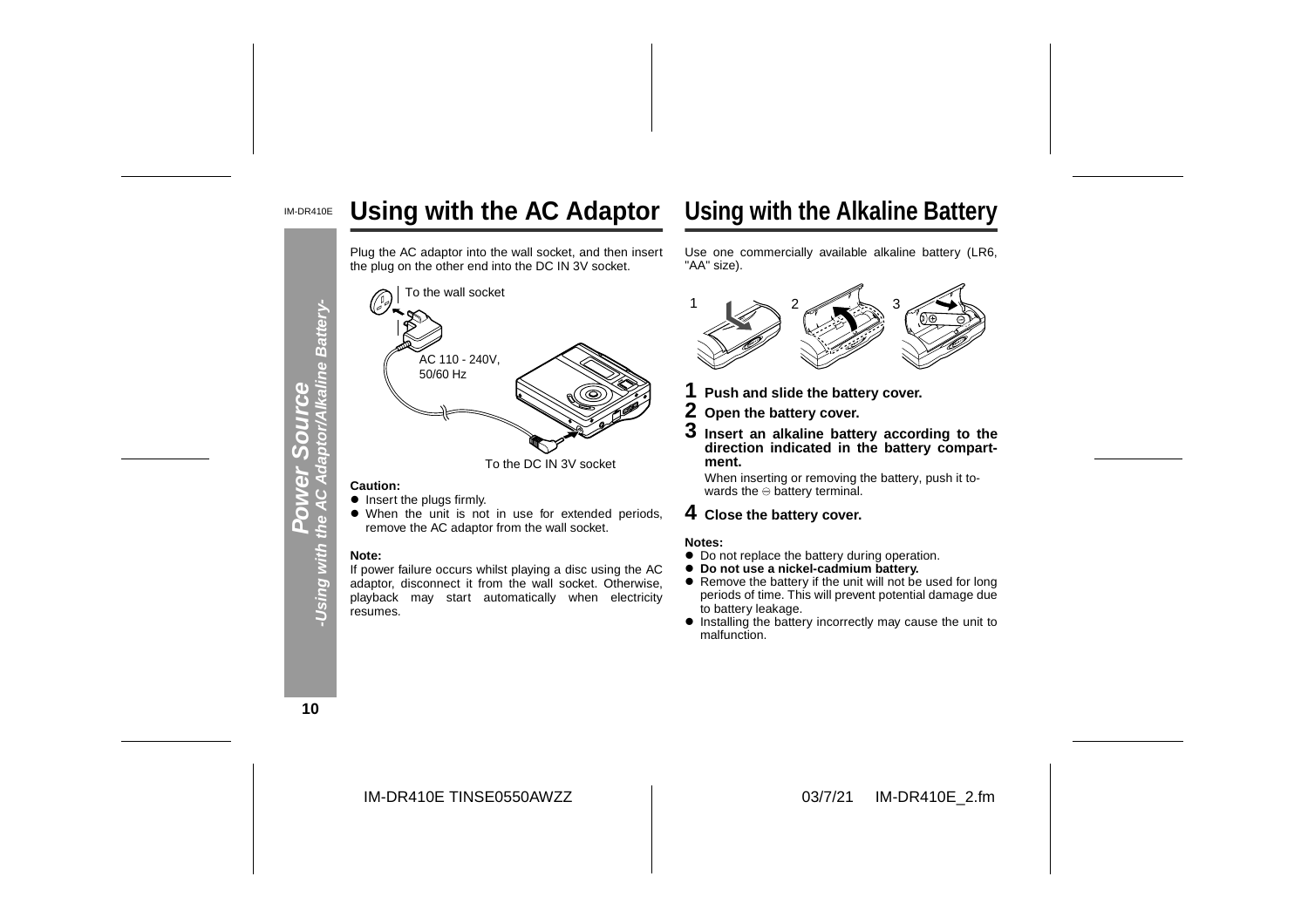## Using with the AC Adaptor

Plug the AC adaptor into the wall socket, and then insert the plug on the other end into the DC IN 3V socket.

To the wall socket

AC 110 - 240V, 50/60 Hz

To the DC IN 3V socket

**Caution:**

- Insert the plugs firmly.
- When the unit is not in use for extended periods, remove the AC adaptor from the wall socket.

**Note:**

If power failure occurs whilst playing a disc using the AC adaptor, disconnect it from the wall socket. Otherwise, playback may start automatically when electricity resumes.

## Using with the Alkaline Battery

Use one commercially available alkaline battery (LR6, "AA" size).

**1 Push and slide the battery cover.**

**2 Open the battery cover.**

**3 Insert an alkaline battery according to the direction indicated in the battery compartment.**

When inserting or removing the battery, push it towards the ⊖ battery terminal.

**4 Close the battery cover.**

**Notes:**

- Do not replace the battery during operation.
- **Do not use a nickel-cadmium battery.**
- Remove the battery if the unit will not be used for long periods of time. This will prevent potential damage due to battery leakage.
- Installing the battery incorrectly may cause the unit to malfunction.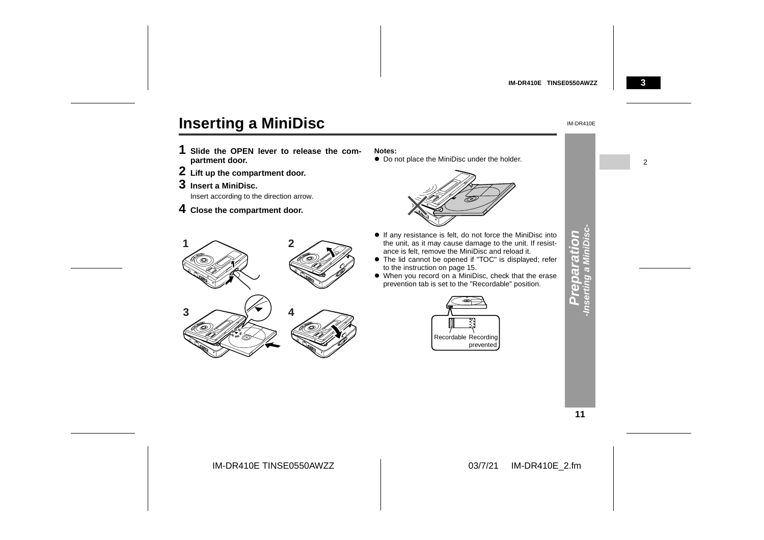# Inserting a MiniDisc

**1 Slide the OPEN lever to release the compartment door.**

**2 Lift up the compartment door.**

**3 Insert a MiniDisc.**

Insert according to the direction arrow.

**4 Close the compartment door.**

**Notes:**

- Do not place the MiniDisc under the holder.
- If any resistance is felt, do not force the MiniDisc into the unit, as it may cause damage to the unit. If resistance is felt, remove the MiniDisc and reload it.
- The lid cannot be opened if "TOC" is displayed; refer to the instruction on page 15.
- When you record on a MiniDisc, check that the erase prevention tab is set to the "Recordable" position.

Recordable Recording prevented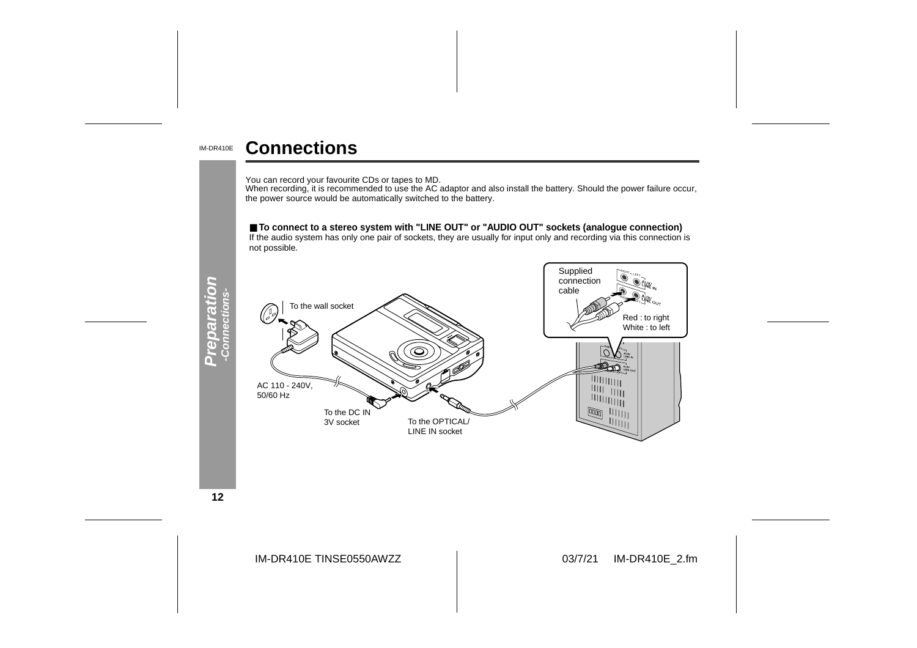# Connections

You can record your favourite CDs or tapes to MD.
When recording, it is recommended to use the AC adaptor and also install the battery. Should the power failure occur, the power source would be automatically switched to the battery.

## ■ To connect to a stereo system with "LINE OUT" or "AUDIO OUT" sockets (analogue connection)

If the audio system has only one pair of sockets, they are usually for input only and recording via this connection is not possible.

Supplied connection cable

Red : to right
White : to left

To the wall socket

AC 110 - 240V, 50/60 Hz

To the DC IN 3V socket

To the OPTICAL/ LINE IN socket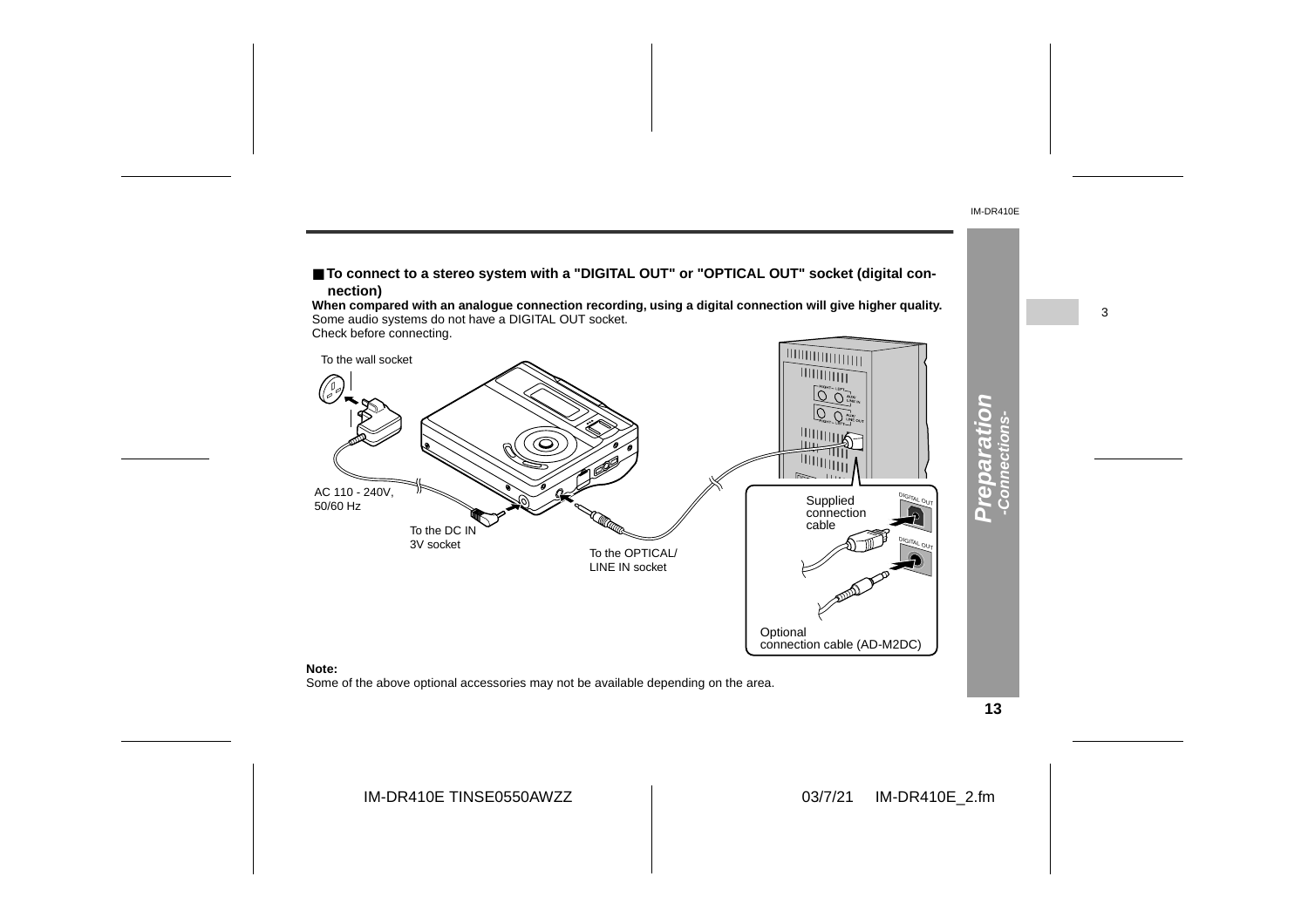## ■ To connect to a stereo system with a "DIGITAL OUT" or "OPTICAL OUT" socket (digital connection)

**When compared with an analogue connection recording, using a digital connection will give higher quality.**
Some audio systems do not have a DIGITAL OUT socket.
Check before connecting.

To the wall socket

AC 110 - 240V, 50/60 Hz

To the DC IN 3V socket

To the OPTICAL/ LINE IN socket

Supplied connection cable

Optional connection cable (AD-M2DC)

DIGITAL OUT

**Note:**
Some of the above optional accessories may not be available depending on the area.

***Preparation***
***-Connections-***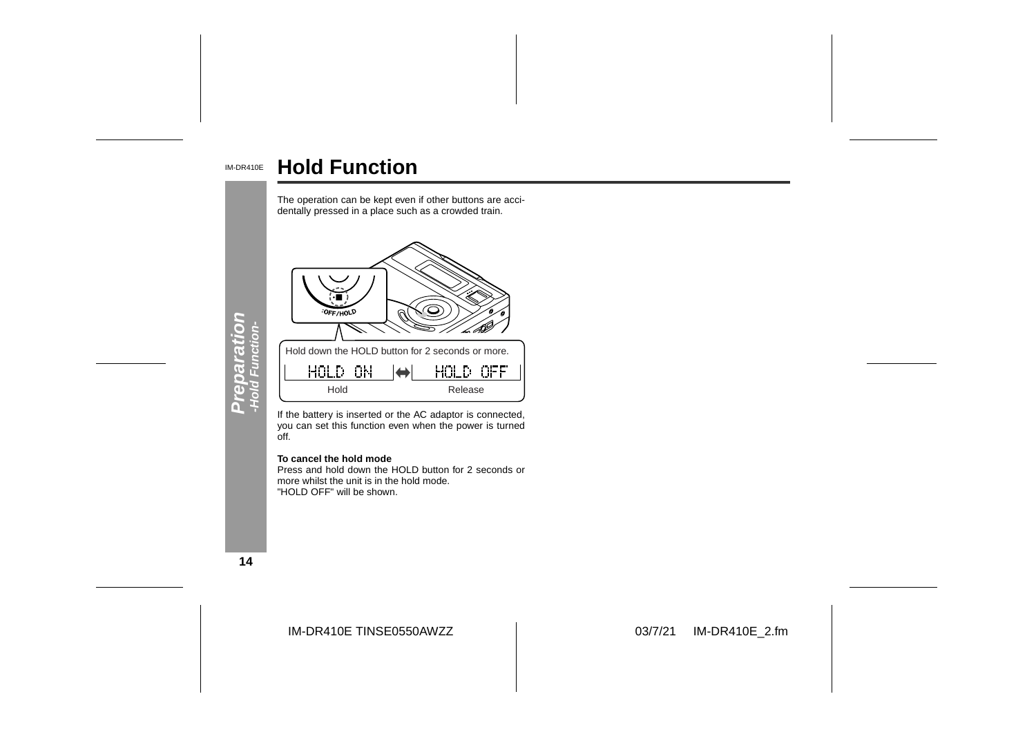# Hold Function

The operation can be kept even if other buttons are accidentally pressed in a place such as a crowded train.

Hold down the HOLD button for 2 seconds or more.

| HOLD ON | ⇔ | HOLD OFF |
|---|---|---|
| Hold | | Release |

If the battery is inserted or the AC adaptor is connected, you can set this function even when the power is turned off.

**To cancel the hold mode**

Press and hold down the HOLD button for 2 seconds or more whilst the unit is in the hold mode.
"HOLD OFF" will be shown.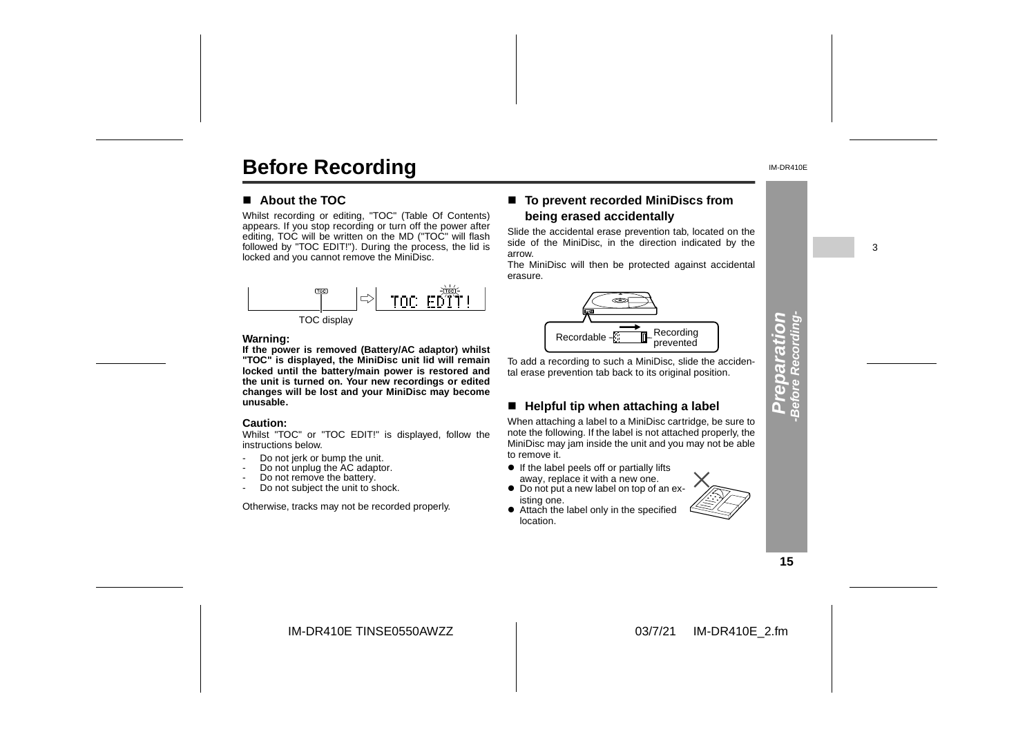# Before Recording

## ■ About the TOC

Whilst recording or editing, "TOC" (Table Of Contents) appears. If you stop recording or turn off the power after editing, TOC will be written on the MD ("TOC" will flash followed by "TOC EDIT!"). During the process, the lid is locked and you cannot remove the MiniDisc.

TOC display

**Warning:**

**If the power is removed (Battery/AC adaptor) whilst "TOC" is displayed, the MiniDisc unit lid will remain locked until the battery/main power is restored and the unit is turned on. Your new recordings or edited changes will be lost and your MiniDisc may become unusable.**

**Caution:**

Whilst "TOC" or "TOC EDIT!" is displayed, follow the instructions below.

- Do not jerk or bump the unit.
- Do not unplug the AC adaptor.
- Do not remove the battery.
- Do not subject the unit to shock.

Otherwise, tracks may not be recorded properly.

## ■ To prevent recorded MiniDiscs from being erased accidentally

Slide the accidental erase prevention tab, located on the side of the MiniDisc, in the direction indicated by the arrow.

The MiniDisc will then be protected against accidental erasure.

Recordable → Recording prevented

To add a recording to such a MiniDisc, slide the accidental erase prevention tab back to its original position.

## ■ Helpful tip when attaching a label

When attaching a label to a MiniDisc cartridge, be sure to note the following. If the label is not attached properly, the MiniDisc may jam inside the unit and you may not be able to remove it.

- If the label peels off or partially lifts away, replace it with a new one.
- Do not put a new label on top of an existing one.
- Attach the label only in the specified location.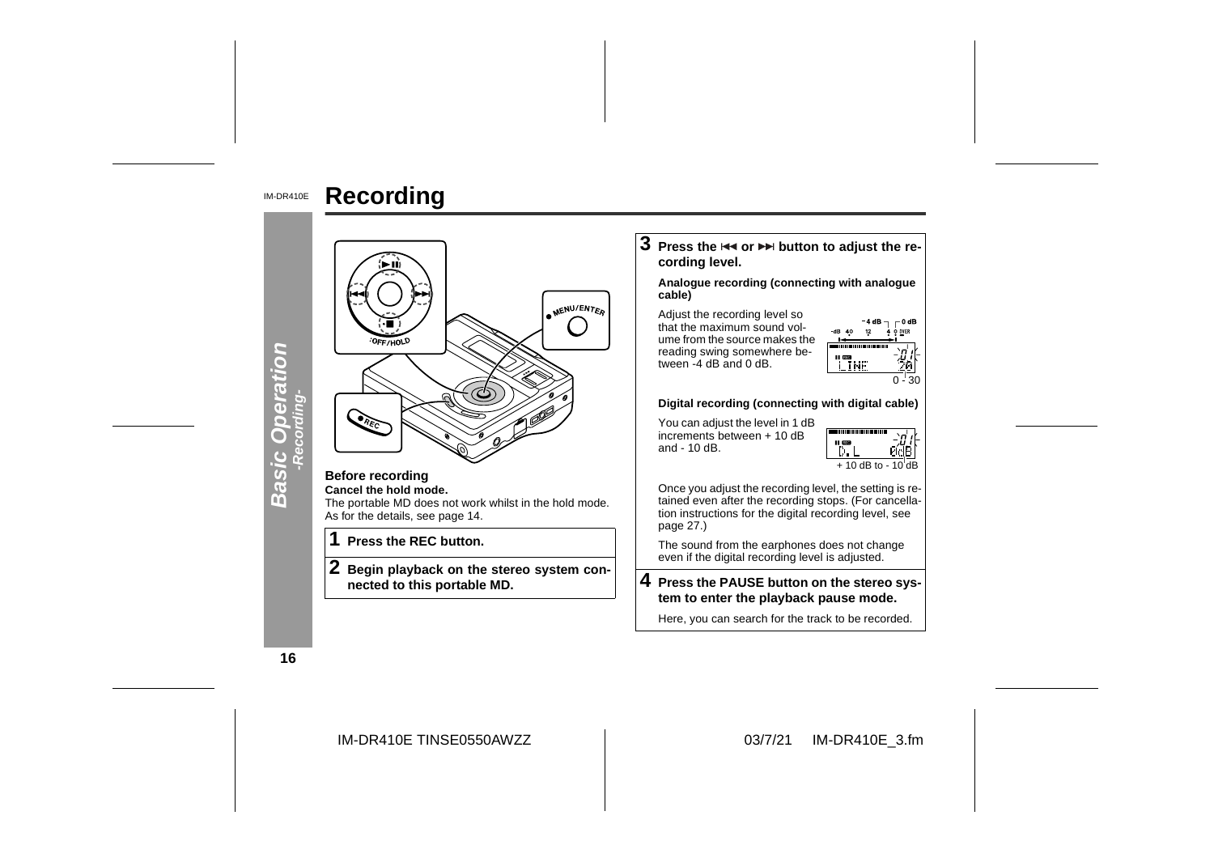# Recording

**Basic Operation** *-Recording-*

### Before recording

**Cancel the hold mode.**

The portable MD does not work whilst in the hold mode. As for the details, see page 14.

**1 Press the REC button.**

**2 Begin playback on the stereo system connected to this portable MD.**

**3 Press the ⏮ or ⏭ button to adjust the recording level.**

**Analogue recording (connecting with analogue cable)**

Adjust the recording level so that the maximum sound volume from the source makes the reading swing somewhere between -4 dB and 0 dB.

0 - 30

**Digital recording (connecting with digital cable)**

You can adjust the level in 1 dB increments between + 10 dB and - 10 dB.

+ 10 dB to - 10 dB

Once you adjust the recording level, the setting is retained even after the recording stops. (For cancellation instructions for the digital recording level, see page 27.)

The sound from the earphones does not change even if the digital recording level is adjusted.

**4 Press the PAUSE button on the stereo system to enter the playback pause mode.**

Here, you can search for the track to be recorded.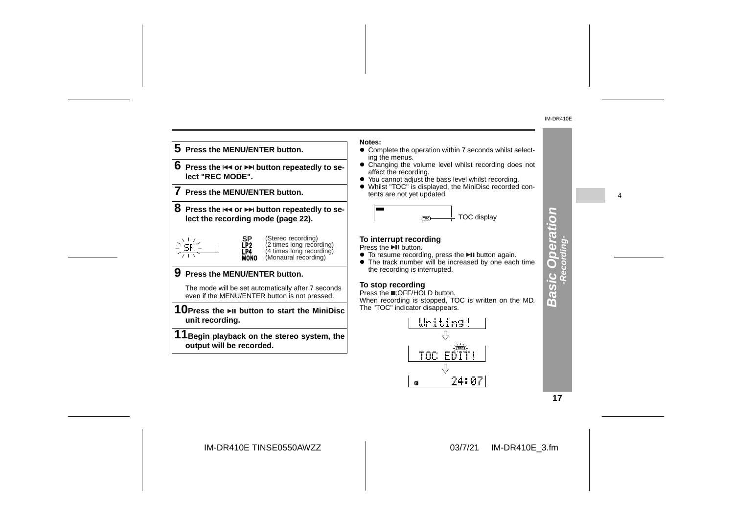5 **Press the MENU/ENTER button.**

6 **Press the ⏮ or ⏭ button repeatedly to select "REC MODE".**

7 **Press the MENU/ENTER button.**

8 **Press the ⏮ or ⏭ button repeatedly to select the recording mode (page 22).**

| | |
|---|---|
| SP | (Stereo recording) |
| LP2 | (2 times long recording) |
| LP4 | (4 times long recording) |
| MONO | (Monaural recording) |

9 **Press the MENU/ENTER button.**

The mode will be set automatically after 7 seconds even if the MENU/ENTER button is not pressed.

10 **Press the ▶II button to start the MiniDisc unit recording.**

11 **Begin playback on the stereo system, the output will be recorded.**

**Notes:**

- Complete the operation within 7 seconds whilst selecting the menus.
- Changing the volume level whilst recording does not affect the recording.
- You cannot adjust the bass level whilst recording.
- Whilst "TOC" is displayed, the MiniDisc recorded contents are not yet updated.

TOC display

### To interrupt recording

Press the ▶II button.

- To resume recording, press the ▶II button again.
- The track number will be increased by one each time the recording is interrupted.

### To stop recording

Press the ■:OFF/HOLD button.
When recording is stopped, TOC is written on the MD. The "TOC" indicator disappears.

Writing!
⇩
TOC EDIT!
⇩
24:07

*Basic Operation -Recording-*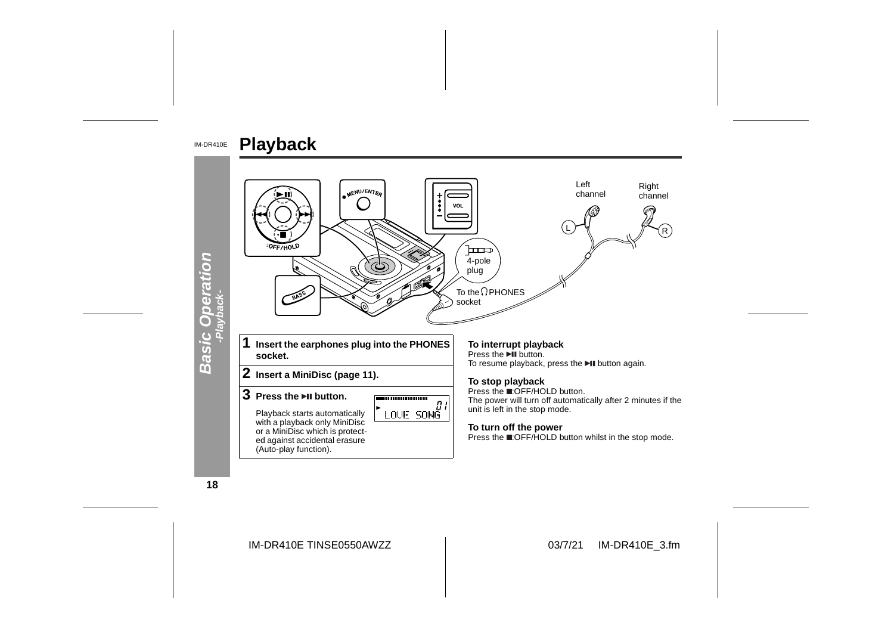# Playback

**1 Insert the earphones plug into the PHONES socket.**

**2 Insert a MiniDisc (page 11).**

**3 Press the ►II button.**

Playback starts automatically with a playback only MiniDisc or a MiniDisc which is protected against accidental erasure (Auto-play function).

### To interrupt playback

Press the ►II button.
To resume playback, press the ►II button again.

### To stop playback

Press the ■:OFF/HOLD button.
The power will turn off automatically after 2 minutes if the unit is left in the stop mode.

### To turn off the power

Press the ■:OFF/HOLD button whilst in the stop mode.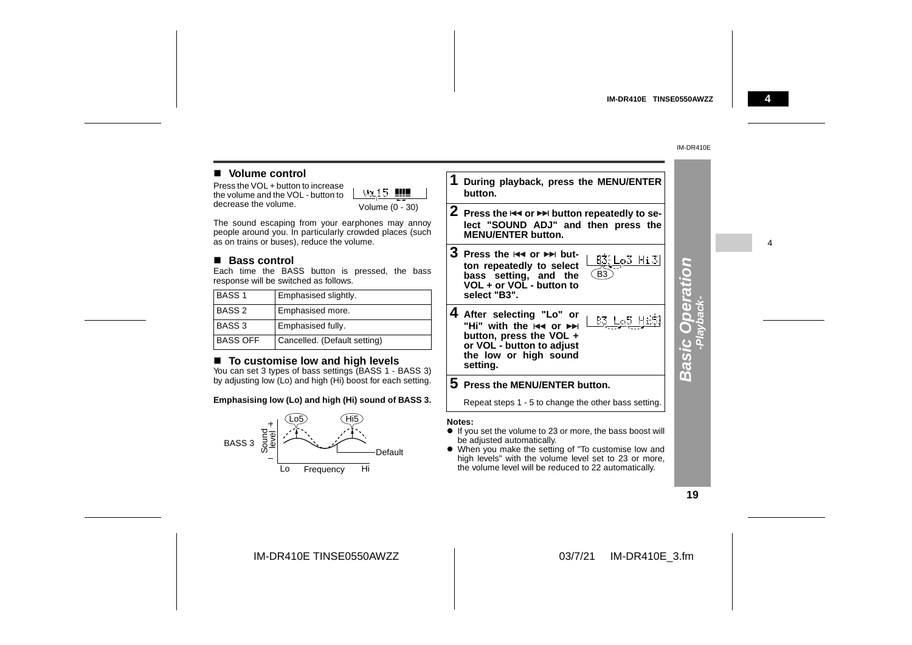## ■ Volume control

Press the VOL + button to increase the volume and the VOL - button to decrease the volume.

Volume (0 - 30)

The sound escaping from your earphones may annoy people around you. In particularly crowded places (such as on trains or buses), reduce the volume.

## ■ Bass control

Each time the BASS button is pressed, the bass response will be switched as follows.

| BASS 1 | Emphasised slightly. |
|---|---|
| BASS 2 | Emphasised more. |
| BASS 3 | Emphasised fully. |
| BASS OFF | Cancelled. (Default setting) |

## ■ To customise low and high levels

You can set 3 types of bass settings (BASS 1 - BASS 3) by adjusting low (Lo) and high (Hi) boost for each setting.

**Emphasising low (Lo) and high (Hi) sound of BASS 3.**

BASS 3, Sound level, Lo5, Hi5, Default, Lo, Frequency, Hi

**1 During playback, press the MENU/ENTER button.**

**2 Press the ⏮ or ⏭ button repeatedly to select "SOUND ADJ" and then press the MENU/ENTER button.**

**3 Press the ⏮ or ⏭ button repeatedly to select bass setting, and the VOL + or VOL - button to select "B3".**

B3

**4 After selecting "Lo" or "Hi" with the ⏮ or ⏭ button, press the VOL + or VOL - button to adjust the low or high sound setting.**

**5 Press the MENU/ENTER button.**

Repeat steps 1 - 5 to change the other bass setting.

**Notes:**

- If you set the volume to 23 or more, the bass boost will be adjusted automatically.
- When you make the setting of "To customise low and high levels" with the volume level set to 23 or more, the volume level will be reduced to 22 automatically.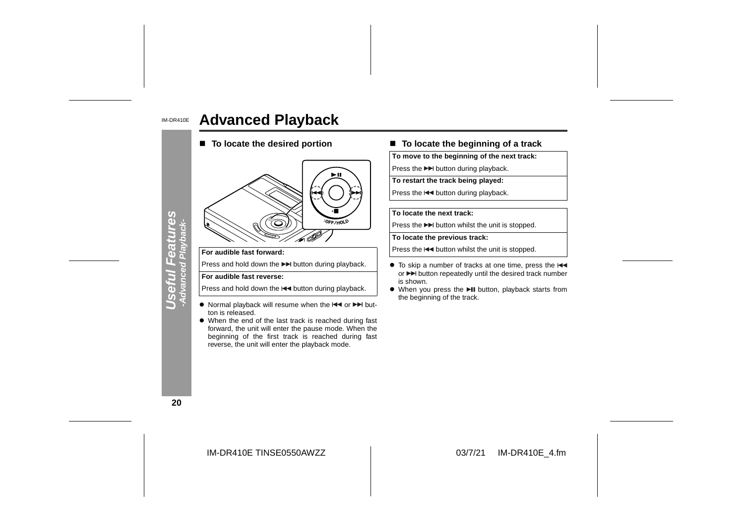# Advanced Playback

## ■ To locate the desired portion

| For audible fast forward: |
|---|
| Press and hold down the ▶▶I button during playback. |
| **For audible fast reverse:** |
| Press and hold down the I◀◀ button during playback. |

- Normal playback will resume when the I◀◀ or ▶▶I button is released.
- When the end of the last track is reached during fast forward, the unit will enter the pause mode. When the beginning of the first track is reached during fast reverse, the unit will enter the playback mode.

## ■ To locate the beginning of a track

| To move to the beginning of the next track: |
|---|
| Press the ▶▶I button during playback. |
| **To restart the track being played:** |
| Press the I◀◀ button during playback. |

| To locate the next track: |
|---|
| Press the ▶▶I button whilst the unit is stopped. |
| **To locate the previous track:** |
| Press the I◀◀ button whilst the unit is stopped. |

- To skip a number of tracks at one time, press the I◀◀ or ▶▶I button repeatedly until the desired track number is shown.
- When you press the ▶II button, playback starts from the beginning of the track.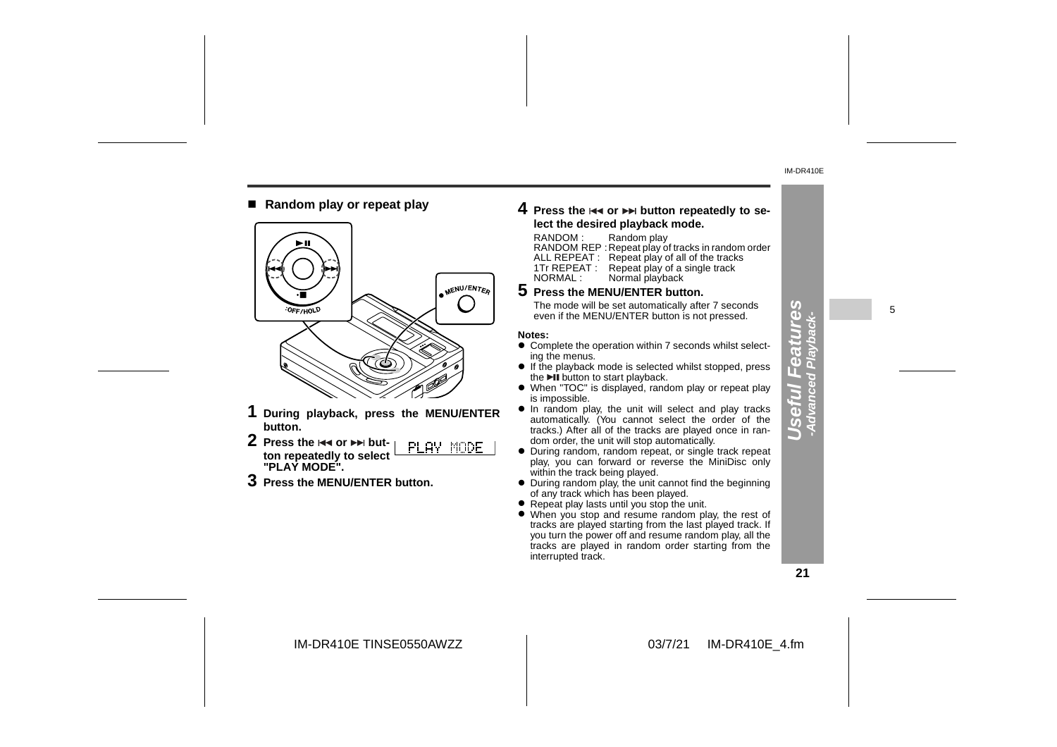## ■ Random play or repeat play

**1 During playback, press the MENU/ENTER button.**

**2 Press the ⏮ or ⏭ button repeatedly to select "PLAY MODE".**

PLAY MODE

**3 Press the MENU/ENTER button.**

**4 Press the ⏮ or ⏭ button repeatedly to select the desired playback mode.**

RANDOM : Random play
RANDOM REP : Repeat play of tracks in random order
ALL REPEAT : Repeat play of all of the tracks
1Tr REPEAT : Repeat play of a single track
NORMAL : Normal playback

**5 Press the MENU/ENTER button.**

The mode will be set automatically after 7 seconds even if the MENU/ENTER button is not pressed.

**Notes:**

- Complete the operation within 7 seconds whilst selecting the menus.
- If the playback mode is selected whilst stopped, press the ►II button to start playback.
- When "TOC" is displayed, random play or repeat play is impossible.
- In random play, the unit will select and play tracks automatically. (You cannot select the order of the tracks.) After all of the tracks are played once in random order, the unit will stop automatically.
- During random, random repeat, or single track repeat play, you can forward or reverse the MiniDisc only within the track being played.
- During random play, the unit cannot find the beginning of any track which has been played.
- Repeat play lasts until you stop the unit.
- When you stop and resume random play, the rest of tracks are played starting from the last played track. If you turn the power off and resume random play, all the tracks are played in random order starting from the interrupted track.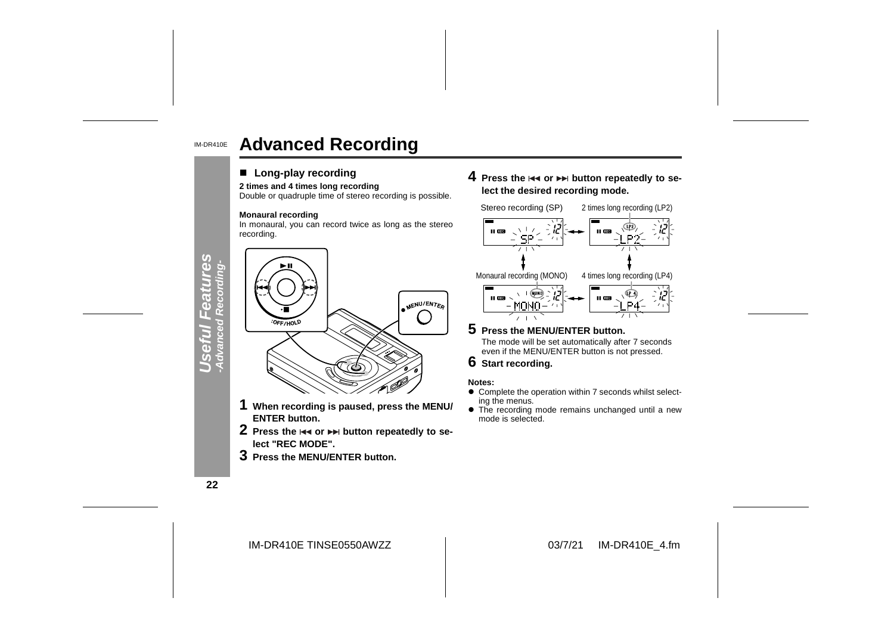# Advanced Recording

## ■ Long-play recording

**2 times and 4 times long recording**

Double or quadruple time of stereo recording is possible.

**Monaural recording**

In monaural, you can record twice as long as the stereo recording.

**1** **When recording is paused, press the MENU/ ENTER button.**

**2** **Press the ⏮ or ⏭ button repeatedly to select "REC MODE".**

**3** **Press the MENU/ENTER button.**

**4** **Press the ⏮ or ⏭ button repeatedly to select the desired recording mode.**

Stereo recording (SP) ↔ 2 times long recording (LP2)

Monaural recording (MONO) ↔ 4 times long recording (LP4)

**5** **Press the MENU/ENTER button.**

The mode will be set automatically after 7 seconds even if the MENU/ENTER button is not pressed.

**6** **Start recording.**

**Notes:**

- Complete the operation within 7 seconds whilst selecting the menus.
- The recording mode remains unchanged until a new mode is selected.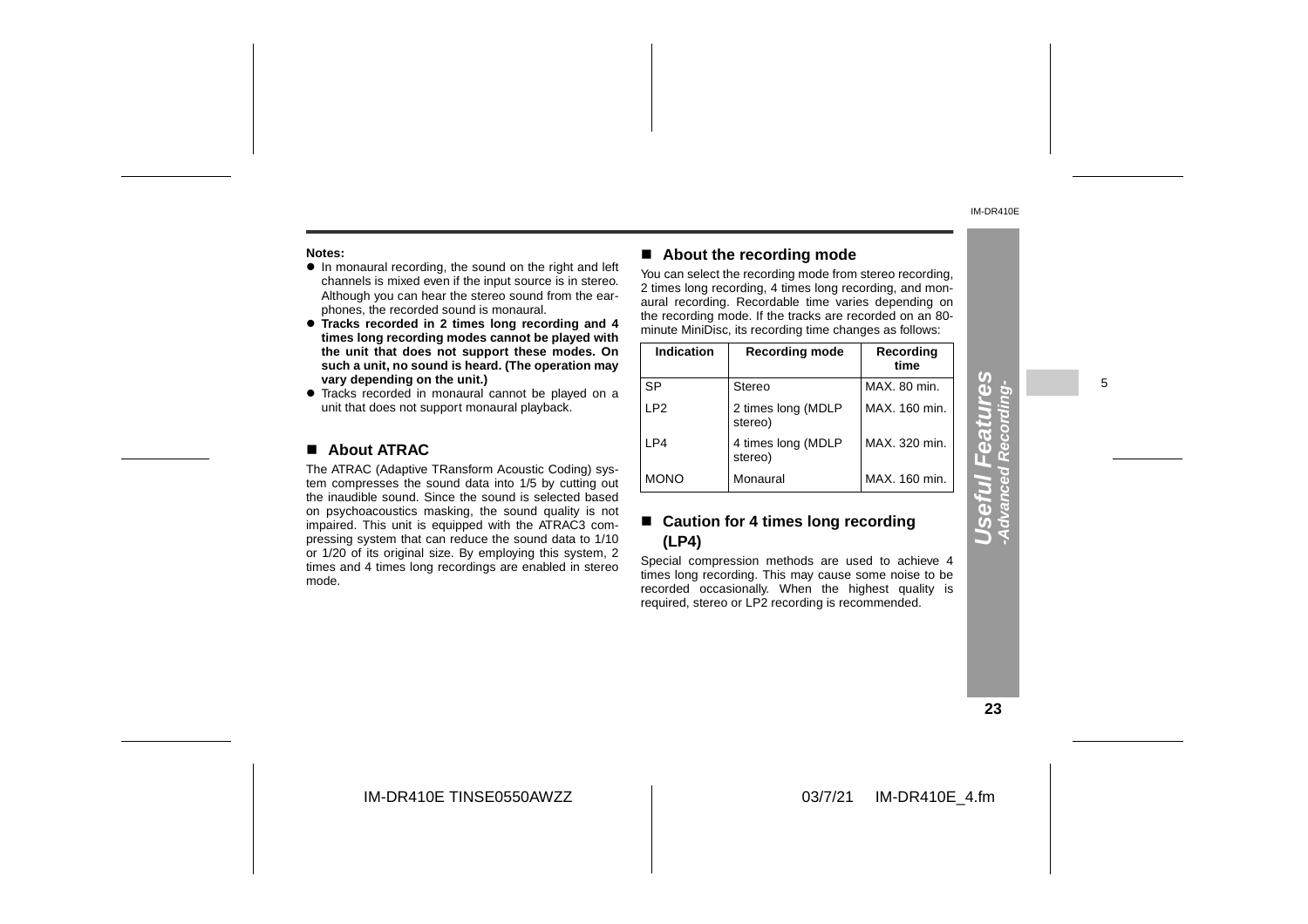**Notes:**

- In monaural recording, the sound on the right and left channels is mixed even if the input source is in stereo. Although you can hear the stereo sound from the earphones, the recorded sound is monaural.
- **Tracks recorded in 2 times long recording and 4 times long recording modes cannot be played with the unit that does not support these modes. On such a unit, no sound is heard. (The operation may vary depending on the unit.)**
- Tracks recorded in monaural cannot be played on a unit that does not support monaural playback.

## ■ About ATRAC

The ATRAC (Adaptive TRansform Acoustic Coding) system compresses the sound data into 1/5 by cutting out the inaudible sound. Since the sound is selected based on psychoacoustics masking, the sound quality is not impaired. This unit is equipped with the ATRAC3 compressing system that can reduce the sound data to 1/10 or 1/20 of its original size. By employing this system, 2 times and 4 times long recordings are enabled in stereo mode.

## ■ About the recording mode

You can select the recording mode from stereo recording, 2 times long recording, 4 times long recording, and monaural recording. Recordable time varies depending on the recording mode. If the tracks are recorded on an 80-minute MiniDisc, its recording time changes as follows:

| Indication | Recording mode | Recording time |
|---|---|---|
| SP | Stereo | MAX. 80 min. |
| LP2 | 2 times long (MDLP stereo) | MAX. 160 min. |
| LP4 | 4 times long (MDLP stereo) | MAX. 320 min. |
| MONO | Monaural | MAX. 160 min. |

## ■ Caution for 4 times long recording (LP4)

Special compression methods are used to achieve 4 times long recording. This may cause some noise to be recorded occasionally. When the highest quality is required, stereo or LP2 recording is recommended.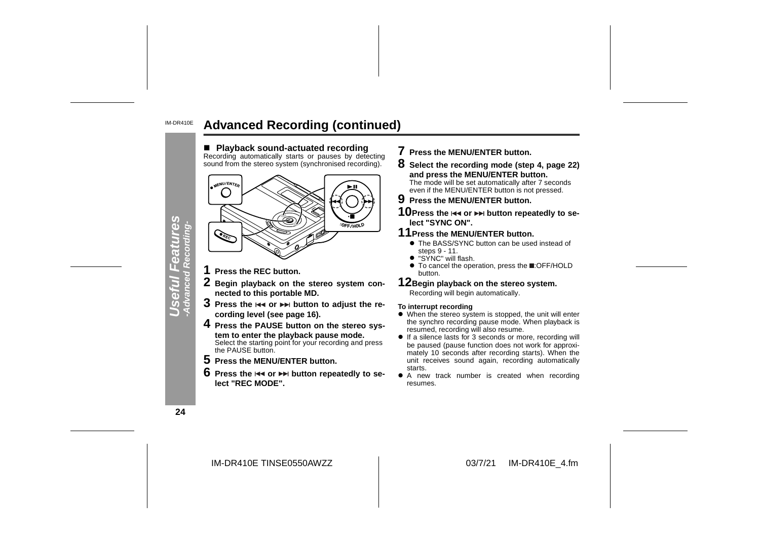# Advanced Recording (continued)

## ■ Playback sound-actuated recording

Recording automatically starts or pauses by detecting sound from the stereo system (synchronised recording).

1. **Press the REC button.**
2. **Begin playback on the stereo system connected to this portable MD.**
3. **Press the ⏮ or ⏭ button to adjust the recording level (see page 16).**
4. **Press the PAUSE button on the stereo system to enter the playback pause mode.**
   Select the starting point for your recording and press the PAUSE button.
5. **Press the MENU/ENTER button.**
6. **Press the ⏮ or ⏭ button repeatedly to select "REC MODE".**
7. **Press the MENU/ENTER button.**
8. **Select the recording mode (step 4, page 22) and press the MENU/ENTER button.**
   The mode will be set automatically after 7 seconds even if the MENU/ENTER button is not pressed.
9. **Press the MENU/ENTER button.**
10. **Press the ⏮ or ⏭ button repeatedly to select "SYNC ON".**
11. **Press the MENU/ENTER button.**
    - The BASS/SYNC button can be used instead of steps 9 - 11.
    - "SYNC" will flash.
    - To cancel the operation, press the ■:OFF/HOLD button.
12. **Begin playback on the stereo system.**
    Recording will begin automatically.

**To interrupt recording**

- When the stereo system is stopped, the unit will enter the synchro recording pause mode. When playback is resumed, recording will also resume.
- If a silence lasts for 3 seconds or more, recording will be paused (pause function does not work for approximately 10 seconds after recording starts). When the unit receives sound again, recording automatically starts.
- A new track number is created when recording resumes.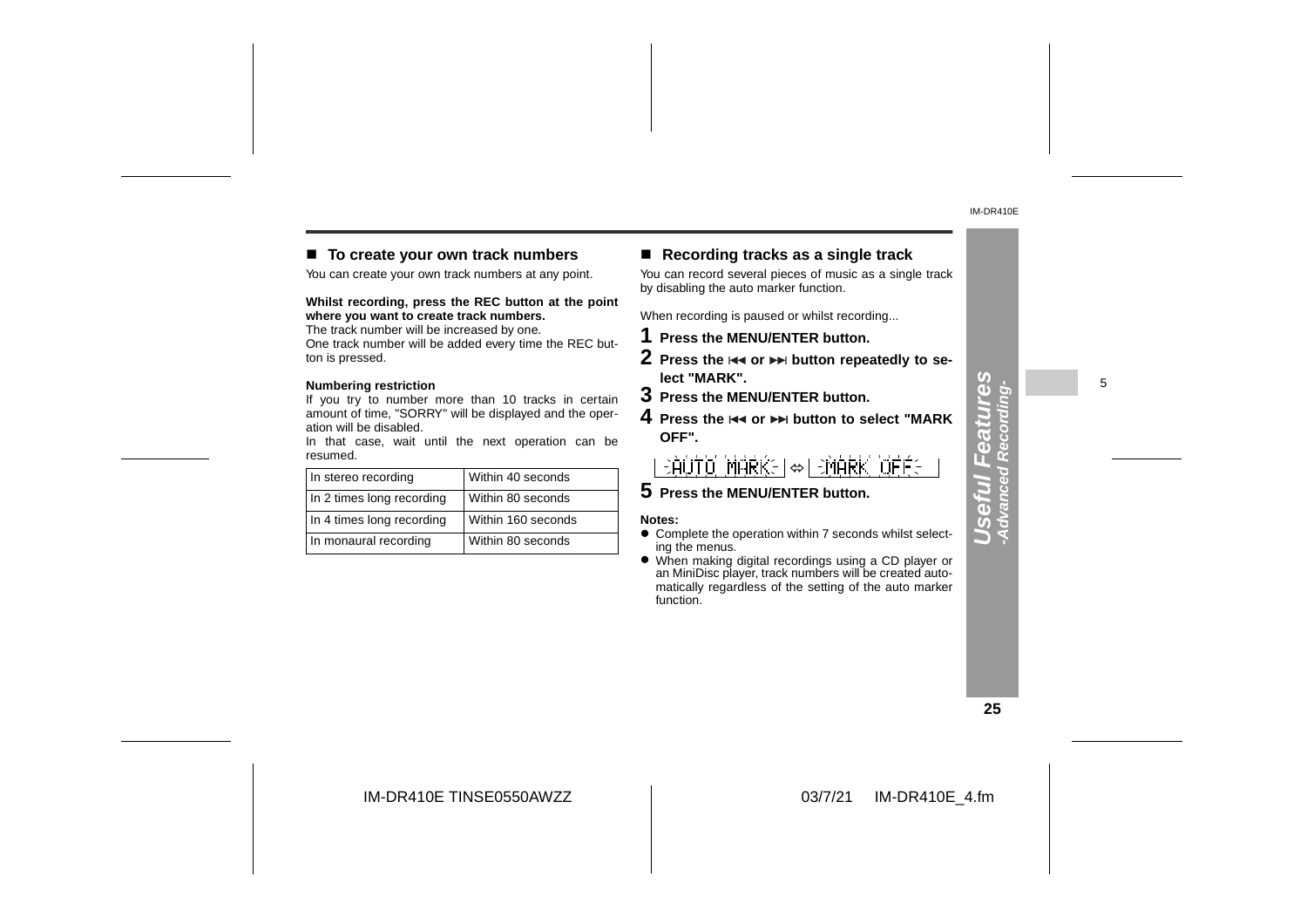## ■ To create your own track numbers

You can create your own track numbers at any point.

**Whilst recording, press the REC button at the point where you want to create track numbers.**

The track number will be increased by one.
One track number will be added every time the REC button is pressed.

**Numbering restriction**

If you try to number more than 10 tracks in certain amount of time, "SORRY" will be displayed and the operation will be disabled.
In that case, wait until the next operation can be resumed.

| In stereo recording | Within 40 seconds |
|---|---|
| In 2 times long recording | Within 80 seconds |
| In 4 times long recording | Within 160 seconds |
| In monaural recording | Within 80 seconds |

## ■ Recording tracks as a single track

You can record several pieces of music as a single track by disabling the auto marker function.

When recording is paused or whilst recording...

**1 Press the MENU/ENTER button.**

**2 Press the ⏮ or ⏭ button repeatedly to select "MARK".**

**3 Press the MENU/ENTER button.**

**4 Press the ⏮ or ⏭ button to select "MARK OFF".**

AUTO MARK ⇔ MARK OFF

**5 Press the MENU/ENTER button.**

**Notes:**

- Complete the operation within 7 seconds whilst selecting the menus.
- When making digital recordings using a CD player or an MiniDisc player, track numbers will be created automatically regardless of the setting of the auto marker function.

*Useful Features -Advanced Recording-*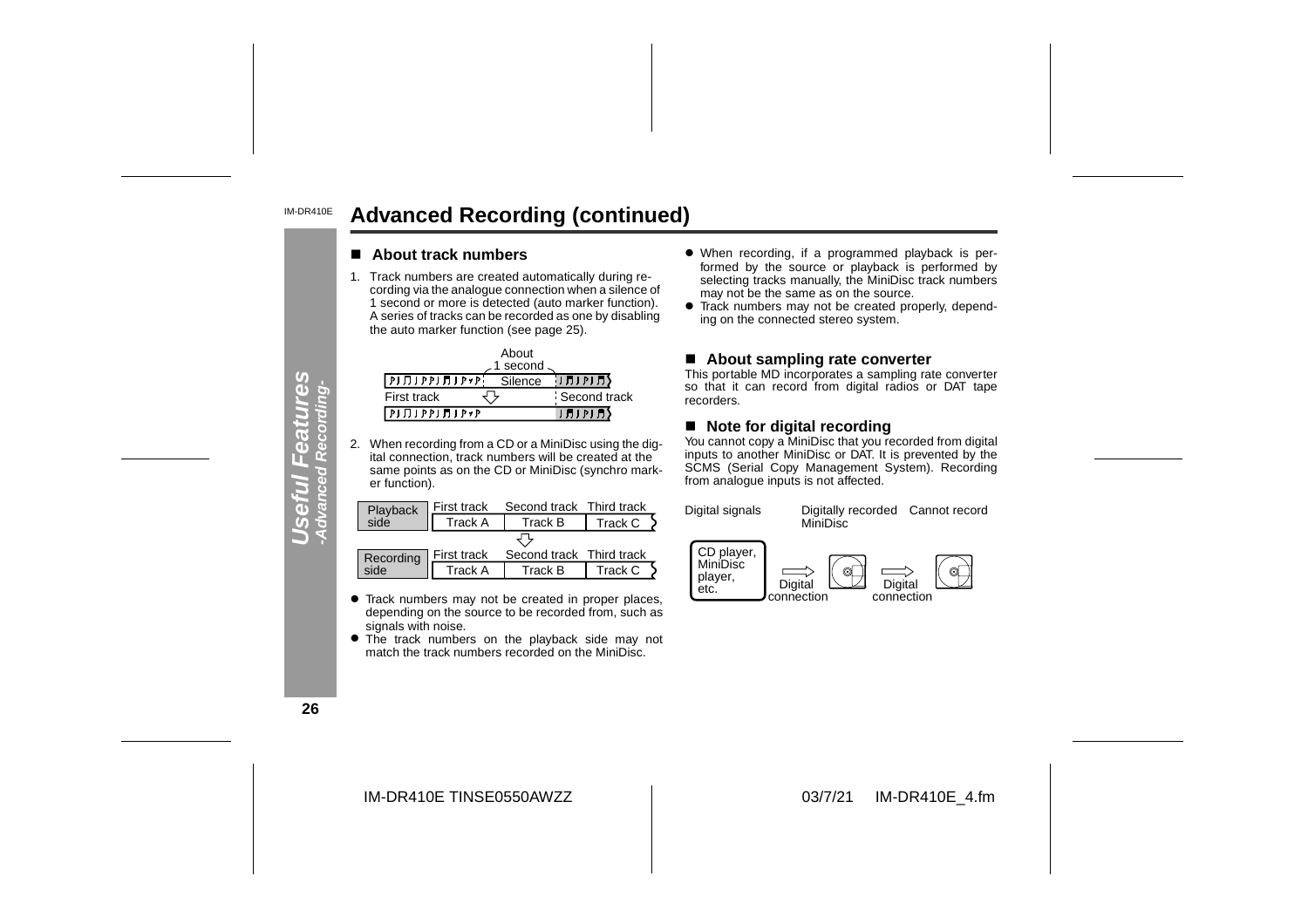# Advanced Recording (continued)

## ■ About track numbers

1. Track numbers are created automatically during recording via the analogue connection when a silence of 1 second or more is detected (auto marker function). A series of tracks can be recorded as one by disabling the auto marker function (see page 25).

About 1 second

Silence

First track

Second track

2. When recording from a CD or a MiniDisc using the digital connection, track numbers will be created at the same points as on the CD or MiniDisc (synchro marker function).

| | First track | Second track | Third track |
|---|---|---|---|
| Playback side | Track A | Track B | Track C |
| Recording side | Track A | Track B | Track C |

- Track numbers may not be created in proper places, depending on the source to be recorded from, such as signals with noise.
- The track numbers on the playback side may not match the track numbers recorded on the MiniDisc.
- When recording, if a programmed playback is performed by the source or playback is performed by selecting tracks manually, the MiniDisc track numbers may not be the same as on the source.
- Track numbers may not be created properly, depending on the connected stereo system.

## ■ About sampling rate converter

This portable MD incorporates a sampling rate converter so that it can record from digital radios or DAT tape recorders.

## ■ Note for digital recording

You cannot copy a MiniDisc that you recorded from digital inputs to another MiniDisc or DAT. It is prevented by the SCMS (Serial Copy Management System). Recording from analogue inputs is not affected.

Digital signals — Digitally recorded MiniDisc — Cannot record

CD player, MiniDisc player, etc. → Digital connection → Digital connection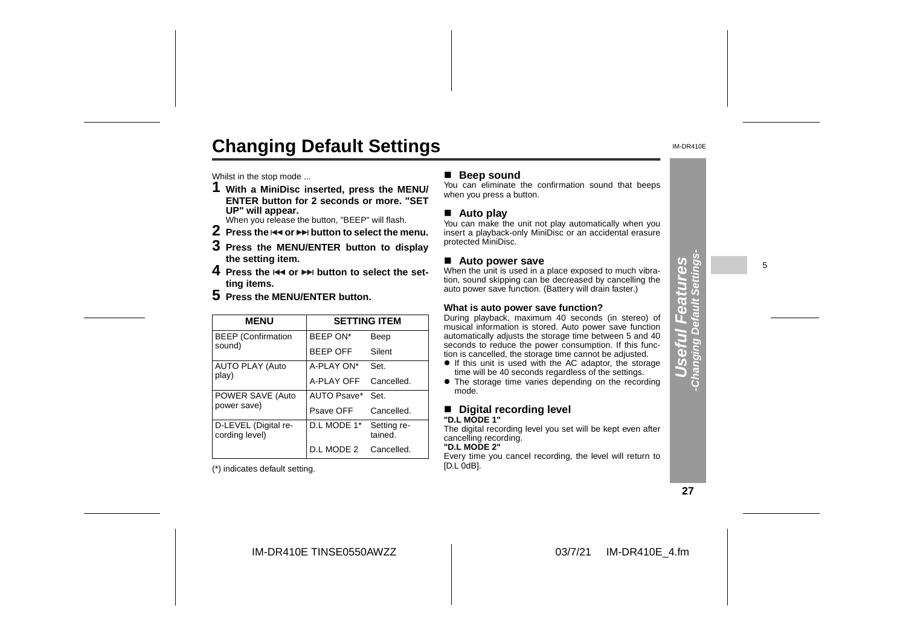# Changing Default Settings

Whilst in the stop mode ...

**1 With a MiniDisc inserted, press the MENU/ENTER button for 2 seconds or more. "SET UP" will appear.**
When you release the button, "BEEP" will flash.

**2 Press the ⏮ or ⏭ button to select the menu.**

**3 Press the MENU/ENTER button to display the setting item.**

**4 Press the ⏮ or ⏭ button to select the setting items.**

**5 Press the MENU/ENTER button.**

| MENU | SETTING ITEM | |
|---|---|---|
| BEEP (Confirmation sound) | BEEP ON* | Beep |
| | BEEP OFF | Silent |
| AUTO PLAY (Auto play) | A-PLAY ON* | Set. |
| | A-PLAY OFF | Cancelled. |
| POWER SAVE (Auto power save) | AUTO Psave* | Set. |
| | Psave OFF | Cancelled. |
| D-LEVEL (Digital recording level) | D.L MODE 1* | Setting retained. |
| | D.L MODE 2 | Cancelled. |

(*) indicates default setting.

## ■ Beep sound

You can eliminate the confirmation sound that beeps when you press a button.

## ■ Auto play

You can make the unit not play automatically when you insert a playback-only MiniDisc or an accidental erasure protected MiniDisc.

## ■ Auto power save

When the unit is used in a place exposed to much vibration, sound skipping can be decreased by cancelling the auto power save function. (Battery will drain faster.)

**What is auto power save function?**

During playback, maximum 40 seconds (in stereo) of musical information is stored. Auto power save function automatically adjusts the storage time between 5 and 40 seconds to reduce the power consumption. If this function is cancelled, the storage time cannot be adjusted.

- If this unit is used with the AC adaptor, the storage time will be 40 seconds regardless of the settings.
- The storage time varies depending on the recording mode.

## ■ Digital recording level

**"D.L MODE 1"**

The digital recording level you set will be kept even after cancelling recording.

**"D.L MODE 2"**

Every time you cancel recording, the level will return to [D.L 0dB].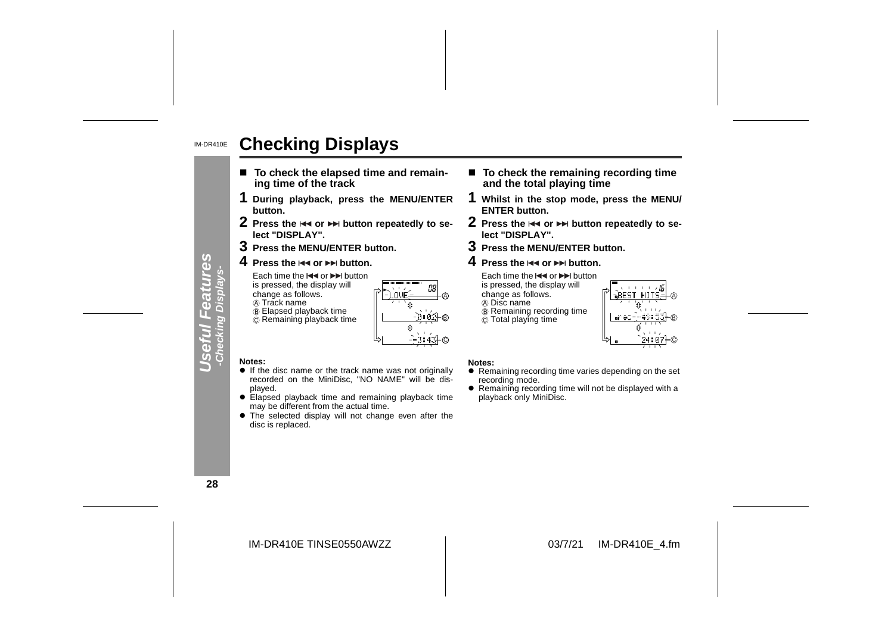# Checking Displays

## ■ To check the elapsed time and remaining time of the track

**1 During playback, press the MENU/ENTER button.**

**2 Press the ⏮ or ⏭ button repeatedly to select "DISPLAY".**

**3 Press the MENU/ENTER button.**

**4 Press the ⏮ or ⏭ button.**

Each time the ⏮ or ⏭ button is pressed, the display will change as follows.
Ⓐ Track name
Ⓑ Elapsed playback time
Ⓒ Remaining playback time

**Notes:**

- If the disc name or the track name was not originally recorded on the MiniDisc, "NO NAME" will be displayed.
- Elapsed playback time and remaining playback time may be different from the actual time.
- The selected display will not change even after the disc is replaced.

## ■ To check the remaining recording time and the total playing time

**1 Whilst in the stop mode, press the MENU/ENTER button.**

**2 Press the ⏮ or ⏭ button repeatedly to select "DISPLAY".**

**3 Press the MENU/ENTER button.**

**4 Press the ⏮ or ⏭ button.**

Each time the ⏮ or ⏭ button is pressed, the display will change as follows.
Ⓐ Disc name
Ⓑ Remaining recording time
Ⓒ Total playing time

**Notes:**

- Remaining recording time varies depending on the set recording mode.
- Remaining recording time will not be displayed with a playback only MiniDisc.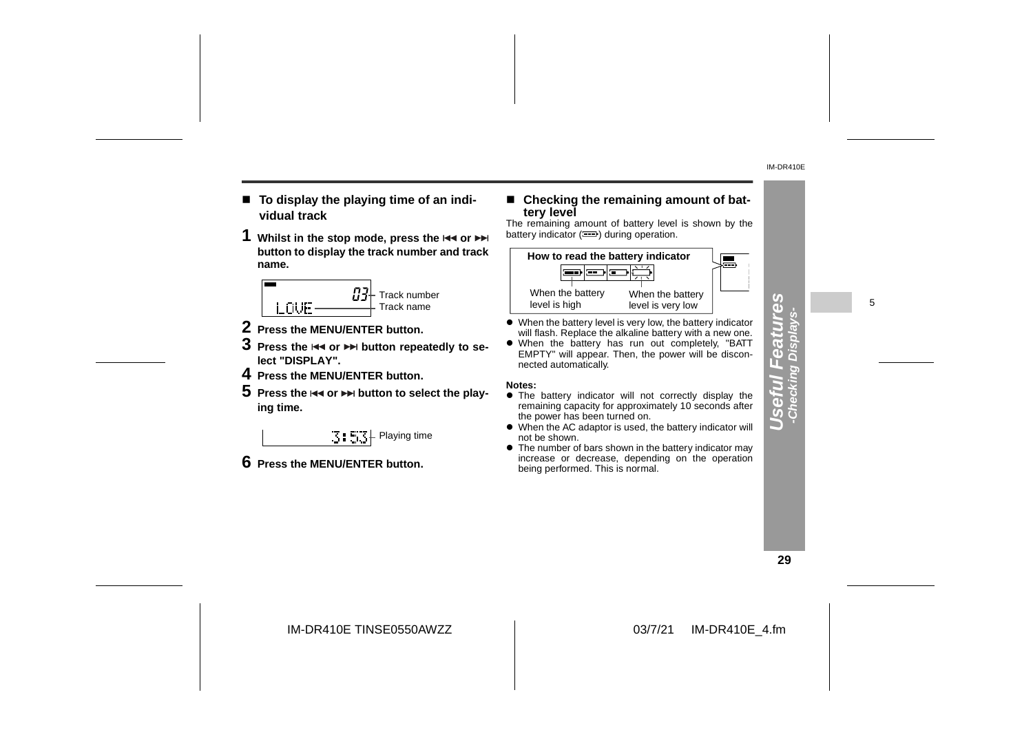## To display the playing time of an individual track

**1 Whilst in the stop mode, press the ⏮ or ⏭ button to display the track number and track name.**

03 — Track number
LOVE — Track name

**2 Press the MENU/ENTER button.**

**3 Press the ⏮ or ⏭ button repeatedly to select "DISPLAY".**

**4 Press the MENU/ENTER button.**

**5 Press the ⏮ or ⏭ button to select the playing time.**

3:53 — Playing time

**6 Press the MENU/ENTER button.**

## Checking the remaining amount of battery level

The remaining amount of battery level is shown by the battery indicator (▭) during operation.

**How to read the battery indicator**

When the battery level is high → When the battery level is very low

- When the battery level is very low, the battery indicator will flash. Replace the alkaline battery with a new one.
- When the battery has run out completely, "BATT EMPTY" will appear. Then, the power will be disconnected automatically.

**Notes:**

- The battery indicator will not correctly display the remaining capacity for approximately 10 seconds after the power has been turned on.
- When the AC adaptor is used, the battery indicator will not be shown.
- The number of bars shown in the battery indicator may increase or decrease, depending on the operation being performed. This is normal.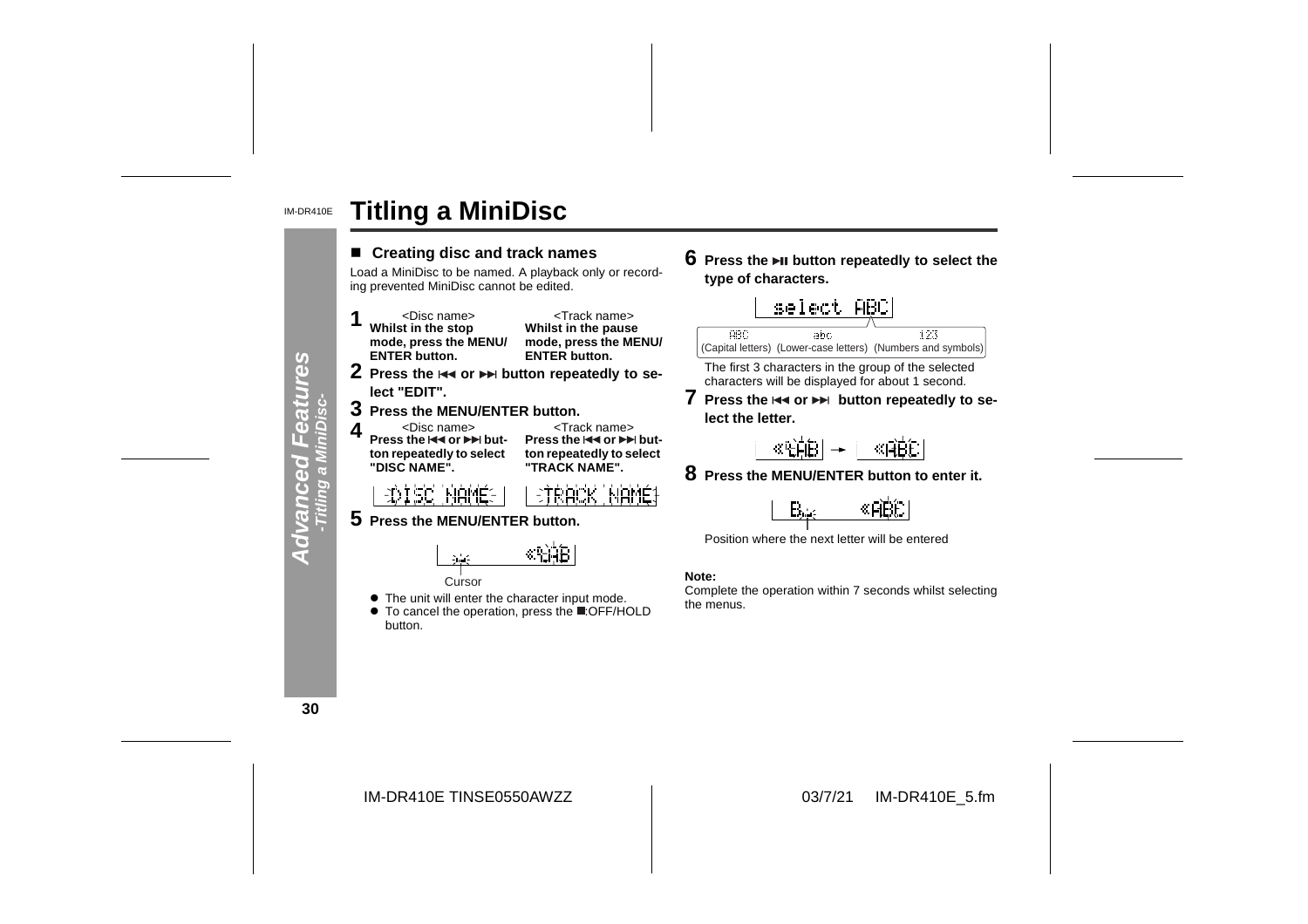# Titling a MiniDisc

## ■ Creating disc and track names

Load a MiniDisc to be named. A playback only or recording prevented MiniDisc cannot be edited.

**1** <Disc name> **Whilst in the stop mode, press the MENU/ENTER button.**
<Track name> **Whilst in the pause mode, press the MENU/ENTER button.**

**2 Press the ⏮ or ⏭ button repeatedly to select "EDIT".**

**3 Press the MENU/ENTER button.**

**4** <Disc name> **Press the ⏮ or ⏭ button repeatedly to select "DISC NAME".**
<Track name> **Press the ⏮ or ⏭ button repeatedly to select "TRACK NAME".**

DISC NAME | TRACK NAME

**5 Press the MENU/ENTER button.**

Cursor

- The unit will enter the character input mode.
- To cancel the operation, press the ■:OFF/HOLD button.

**6 Press the ⏯ button repeatedly to select the type of characters.**

select ABC

ABC (Capital letters) abc (Lower-case letters) 123 (Numbers and symbols)

The first 3 characters in the group of the selected characters will be displayed for about 1 second.

**7 Press the ⏮ or ⏭ button repeatedly to select the letter.**

**8 Press the MENU/ENTER button to enter it.**

Position where the next letter will be entered

**Note:**
Complete the operation within 7 seconds whilst selecting the menus.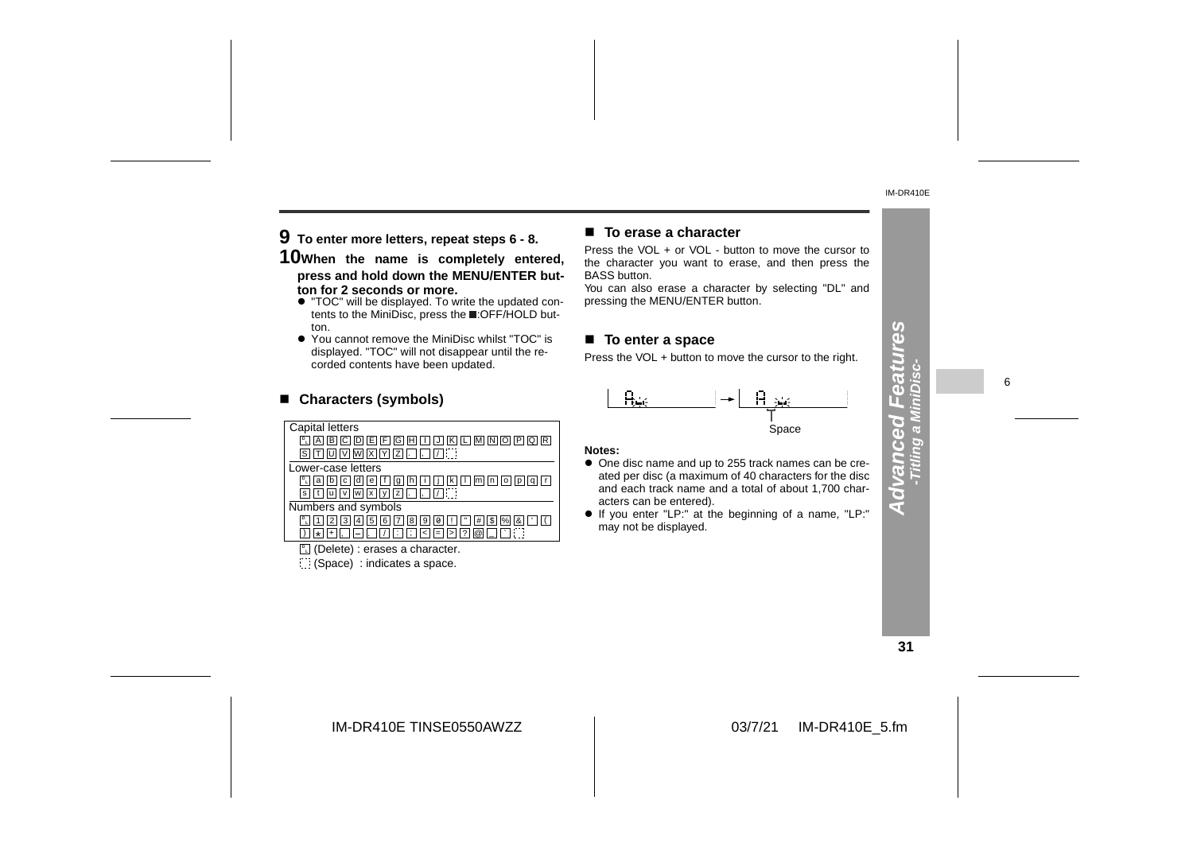**9 To enter more letters, repeat steps 6 - 8.**

**10 When the name is completely entered, press and hold down the MENU/ENTER button for 2 seconds or more.**

- "TOC" will be displayed. To write the updated contents to the MiniDisc, press the ■:OFF/HOLD button.
- You cannot remove the MiniDisc whilst "TOC" is displayed. "TOC" will not disappear until the recorded contents have been updated.

## ■ Characters (symbols)

| Capital letters |
|---|
| DL A B C D E F G H I J K L M N O P Q R S T U V W X Y Z . , / (Space) |
| **Lower-case letters** |
| DL a b c d e f g h i j k l m n o p q r s t u v w x y z . , / (Space) |
| **Numbers and symbols** |
| DL 1 2 3 4 5 6 7 8 9 0 ! " # $ % & ' ( ) * + , - . / : ; < = > ? @ _ ` (Space) |

DL (Delete) : erases a character.

(Space) : indicates a space.

## ■ To erase a character

Press the VOL + or VOL - button to move the cursor to the character you want to erase, and then press the BASS button.

You can also erase a character by selecting "DL" and pressing the MENU/ENTER button.

## ■ To enter a space

Press the VOL + button to move the cursor to the right.

Space

**Notes:**

- One disc name and up to 255 track names can be created per disc (a maximum of 40 characters for the disc and each track name and a total of about 1,700 characters can be entered).
- If you enter "LP:" at the beginning of a name, "LP:" may not be displayed.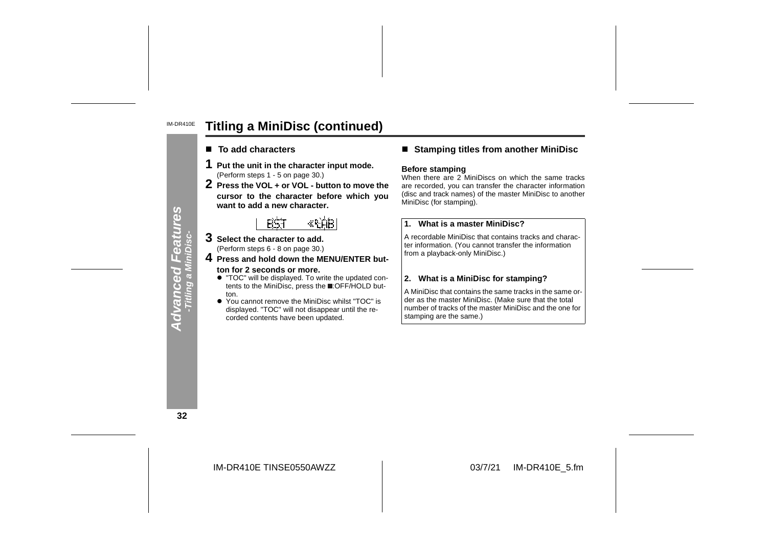# Titling a MiniDisc (continued)

## ■ To add characters

**1 Put the unit in the character input mode.**
(Perform steps 1 - 5 on page 30.)

**2 Press the VOL + or VOL - button to move the cursor to the character before which you want to add a new character.**

**3 Select the character to add.**
(Perform steps 6 - 8 on page 30.)

**4 Press and hold down the MENU/ENTER button for 2 seconds or more.**

- "TOC" will be displayed. To write the updated contents to the MiniDisc, press the ■:OFF/HOLD button.
- You cannot remove the MiniDisc whilst "TOC" is displayed. "TOC" will not disappear until the recorded contents have been updated.

## ■ Stamping titles from another MiniDisc

**Before stamping**

When there are 2 MiniDiscs on which the same tracks are recorded, you can transfer the character information (disc and track names) of the master MiniDisc to another MiniDisc (for stamping).

**1. What is a master MiniDisc?**

A recordable MiniDisc that contains tracks and character information. (You cannot transfer the information from a playback-only MiniDisc.)

**2. What is a MiniDisc for stamping?**

A MiniDisc that contains the same tracks in the same order as the master MiniDisc. (Make sure that the total number of tracks of the master MiniDisc and the one for stamping are the same.)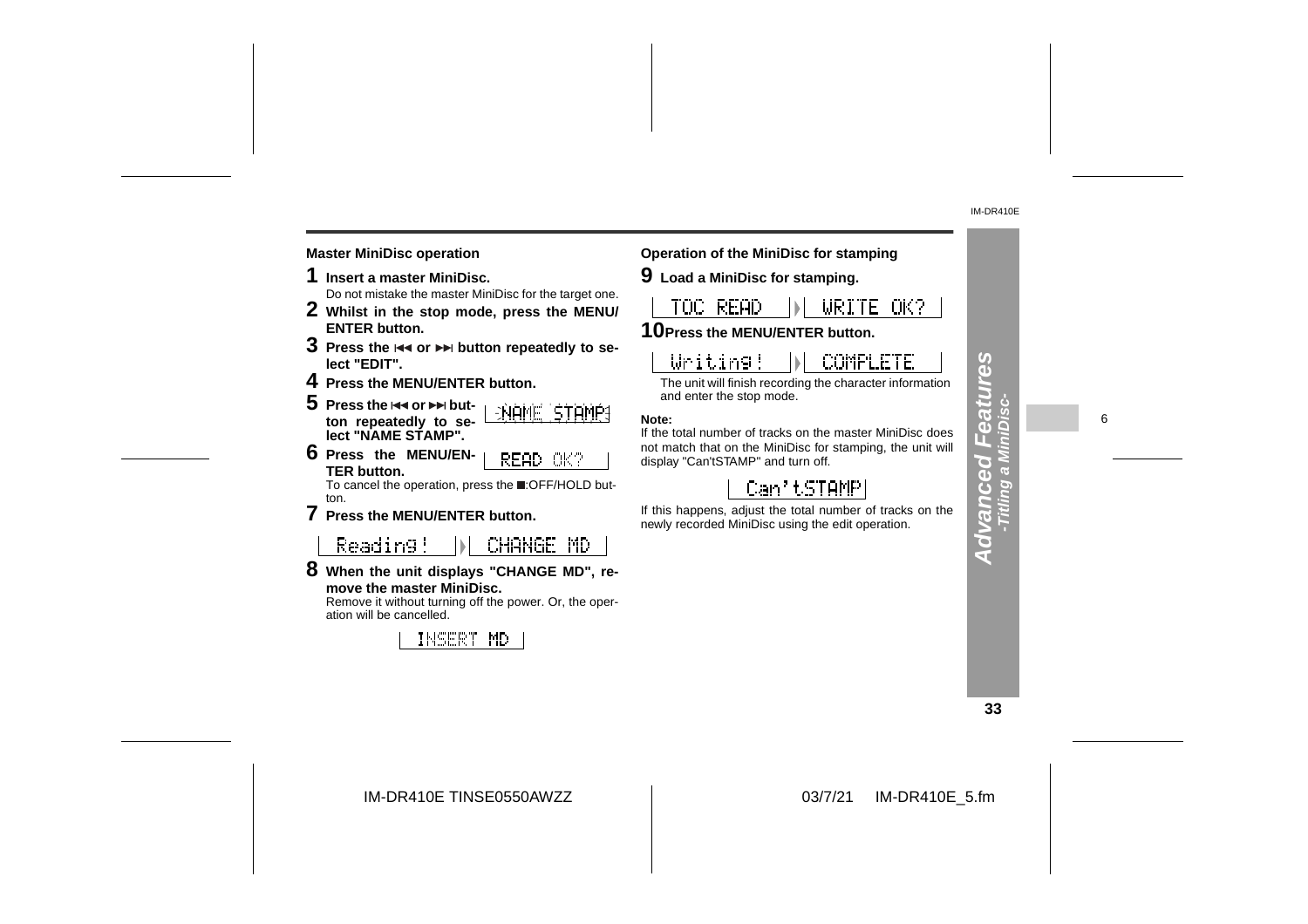### Master MiniDisc operation

**1 Insert a master MiniDisc.**

Do not mistake the master MiniDisc for the target one.

**2 Whilst in the stop mode, press the MENU/ ENTER button.**

**3 Press the ⏮ or ⏭ button repeatedly to select "EDIT".**

**4 Press the MENU/ENTER button.**

**5 Press the ⏮ or ⏭ button repeatedly to select "NAME STAMP".**

NAME STAMP

**6 Press the MENU/ENTER button.**

READ OK?

To cancel the operation, press the ■:OFF/HOLD button.

**7 Press the MENU/ENTER button.**

Reading! ▶ CHANGE MD

**8 When the unit displays "CHANGE MD", remove the master MiniDisc.**

Remove it without turning off the power. Or, the operation will be cancelled.

INSERT MD

### Operation of the MiniDisc for stamping

**9 Load a MiniDisc for stamping.**

TOC READ ▶ WRITE OK?

**10 Press the MENU/ENTER button.**

Writing! ▶ COMPLETE

The unit will finish recording the character information and enter the stop mode.

**Note:**

If the total number of tracks on the master MiniDisc does not match that on the MiniDisc for stamping, the unit will display "Can'tSTAMP" and turn off.

Can't.STAMP

If this happens, adjust the total number of tracks on the newly recorded MiniDisc using the edit operation.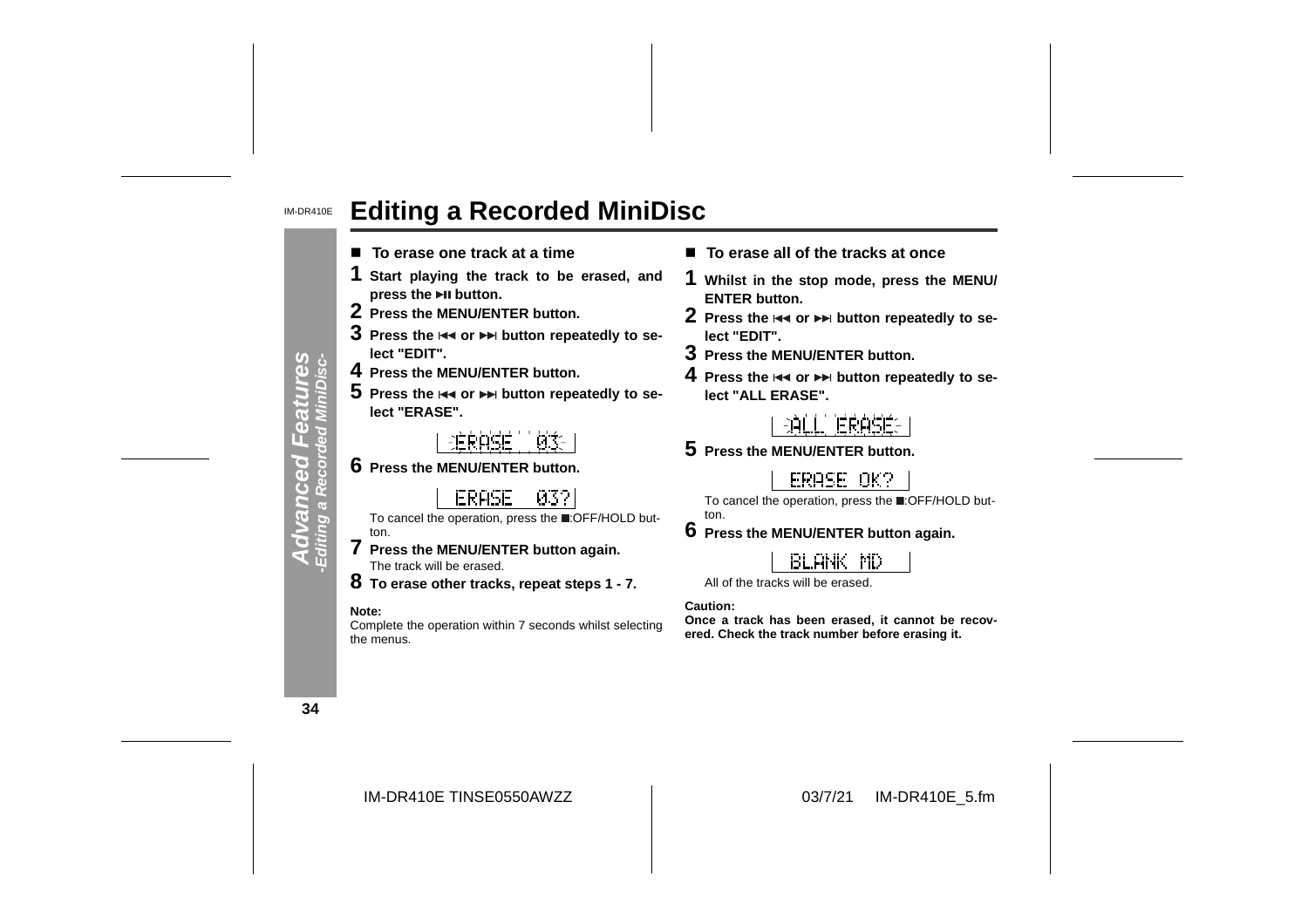# Editing a Recorded MiniDisc

### ■ To erase one track at a time

**1 Start playing the track to be erased, and press the ►II button.**

**2 Press the MENU/ENTER button.**

**3 Press the I◄◄ or ►►I button repeatedly to select "EDIT".**

**4 Press the MENU/ENTER button.**

**5 Press the I◄◄ or ►►I button repeatedly to select "ERASE".**

ERASE 03

**6 Press the MENU/ENTER button.**

ERASE 03?

To cancel the operation, press the ■:OFF/HOLD button.

**7 Press the MENU/ENTER button again.**

The track will be erased.

**8 To erase other tracks, repeat steps 1 - 7.**

**Note:**

Complete the operation within 7 seconds whilst selecting the menus.

### ■ To erase all of the tracks at once

**1 Whilst in the stop mode, press the MENU/ENTER button.**

**2 Press the I◄◄ or ►►I button repeatedly to select "EDIT".**

**3 Press the MENU/ENTER button.**

**4 Press the I◄◄ or ►►I button repeatedly to select "ALL ERASE".**

ALL ERASE

**5 Press the MENU/ENTER button.**

ERASE OK?

To cancel the operation, press the ■:OFF/HOLD button.

**6 Press the MENU/ENTER button again.**

BLANK MD

All of the tracks will be erased.

**Caution:**

**Once a track has been erased, it cannot be recovered. Check the track number before erasing it.**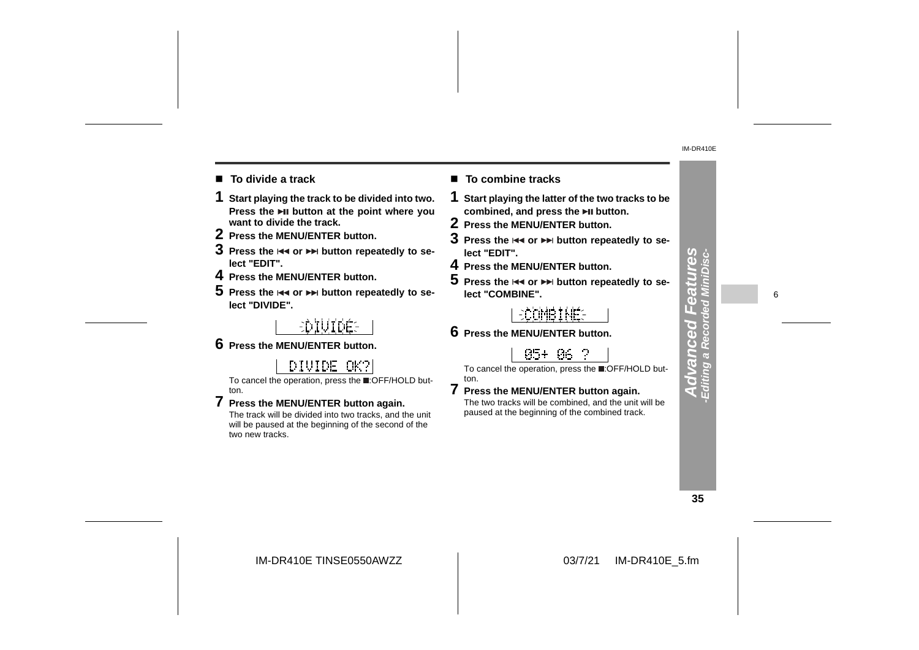## To divide a track

**1 Start playing the track to be divided into two. Press the ►II button at the point where you want to divide the track.**

**2 Press the MENU/ENTER button.**

**3 Press the I◄◄ or ►►I button repeatedly to select "EDIT".**

**4 Press the MENU/ENTER button.**

**5 Press the I◄◄ or ►►I button repeatedly to select "DIVIDE".**

DIVIDE

**6 Press the MENU/ENTER button.**

DIVIDE OK?

To cancel the operation, press the ■:OFF/HOLD button.

**7 Press the MENU/ENTER button again.**

The track will be divided into two tracks, and the unit will be paused at the beginning of the second of the two new tracks.

## To combine tracks

**1 Start playing the latter of the two tracks to be combined, and press the ►II button.**

**2 Press the MENU/ENTER button.**

**3 Press the I◄◄ or ►►I button repeatedly to select "EDIT".**

**4 Press the MENU/ENTER button.**

**5 Press the I◄◄ or ►►I button repeatedly to select "COMBINE".**

COMBINE

**6 Press the MENU/ENTER button.**

05+ 06 ?

To cancel the operation, press the ■:OFF/HOLD button.

**7 Press the MENU/ENTER button again.**

The two tracks will be combined, and the unit will be paused at the beginning of the combined track.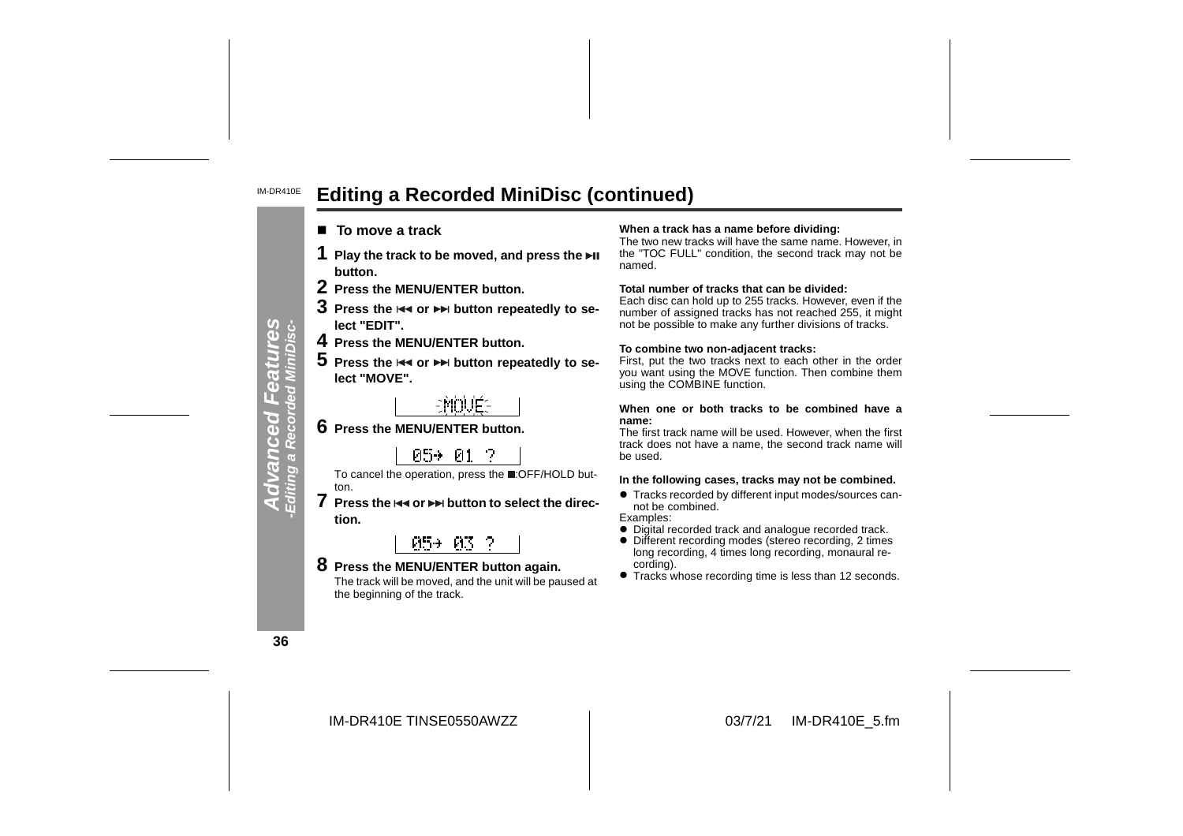# Editing a Recorded MiniDisc (continued)

## ■ To move a track

**1 Play the track to be moved, and press the ►II button.**

**2 Press the MENU/ENTER button.**

**3 Press the |◄◄ or ►►| button repeatedly to select "EDIT".**

**4 Press the MENU/ENTER button.**

**5 Press the |◄◄ or ►►| button repeatedly to select "MOVE".**

MOVE

**6 Press the MENU/ENTER button.**

05→ 01 ?

To cancel the operation, press the ■:OFF/HOLD button.

**7 Press the |◄◄ or ►►| button to select the direction.**

05→ 03 ?

**8 Press the MENU/ENTER button again.**

The track will be moved, and the unit will be paused at the beginning of the track.

**When a track has a name before dividing:**

The two new tracks will have the same name. However, in the "TOC FULL" condition, the second track may not be named.

**Total number of tracks that can be divided:**

Each disc can hold up to 255 tracks. However, even if the number of assigned tracks has not reached 255, it might not be possible to make any further divisions of tracks.

**To combine two non-adjacent tracks:**

First, put the two tracks next to each other in the order you want using the MOVE function. Then combine them using the COMBINE function.

**When one or both tracks to be combined have a name:**

The first track name will be used. However, when the first track does not have a name, the second track name will be used.

**In the following cases, tracks may not be combined.**

- Tracks recorded by different input modes/sources cannot be combined.

Examples:

- Digital recorded track and analogue recorded track.
- Different recording modes (stereo recording, 2 times long recording, 4 times long recording, monaural recording).
- Tracks whose recording time is less than 12 seconds.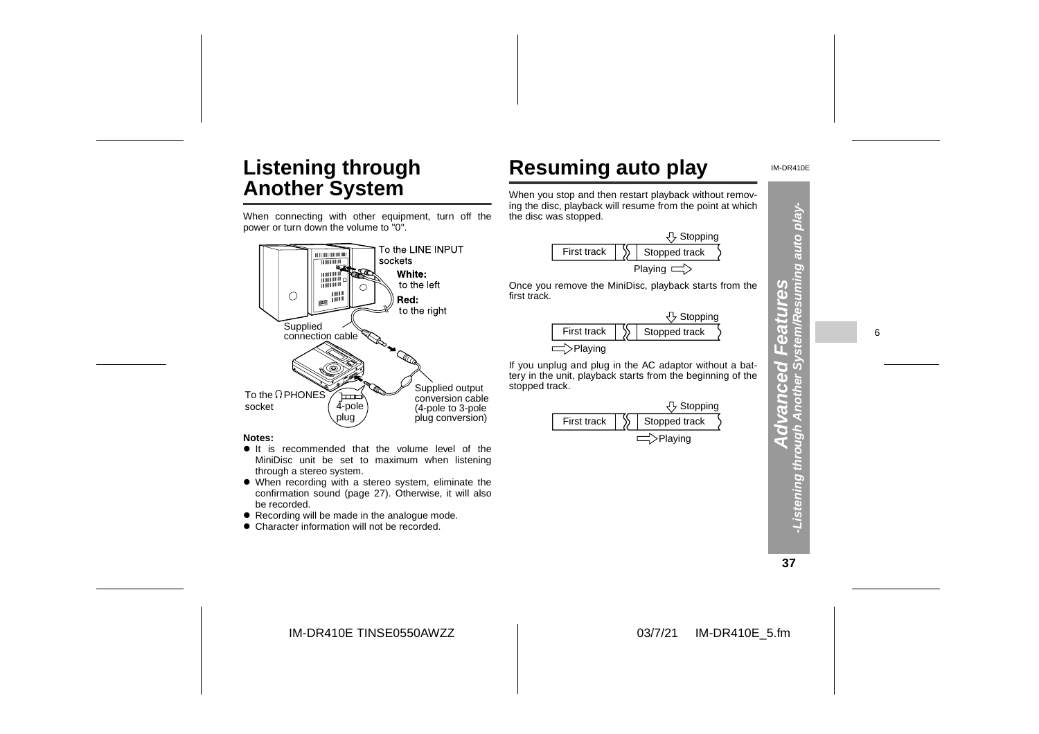## Listening through Another System

When connecting with other equipment, turn off the power or turn down the volume to "0".

To the LINE INPUT sockets
**White:** to the left
**Red:** to the right
Supplied connection cable
Supplied output conversion cable (4-pole to 3-pole plug conversion)
To the Ω PHONES socket
4-pole plug

**Notes:**

- It is recommended that the volume level of the MiniDisc unit be set to maximum when listening through a stereo system.
- When recording with a stereo system, eliminate the confirmation sound (page 27). Otherwise, it will also be recorded.
- Recording will be made in the analogue mode.
- Character information will not be recorded.

## Resuming auto play

When you stop and then restart playback without removing the disc, playback will resume from the point at which the disc was stopped.

Stopping
First track | Stopped track
Playing

Once you remove the MiniDisc, playback starts from the first track.

Stopping
First track | Stopped track
Playing

If you unplug and plug in the AC adaptor without a battery in the unit, playback starts from the beginning of the stopped track.

Stopping
First track | Stopped track
Playing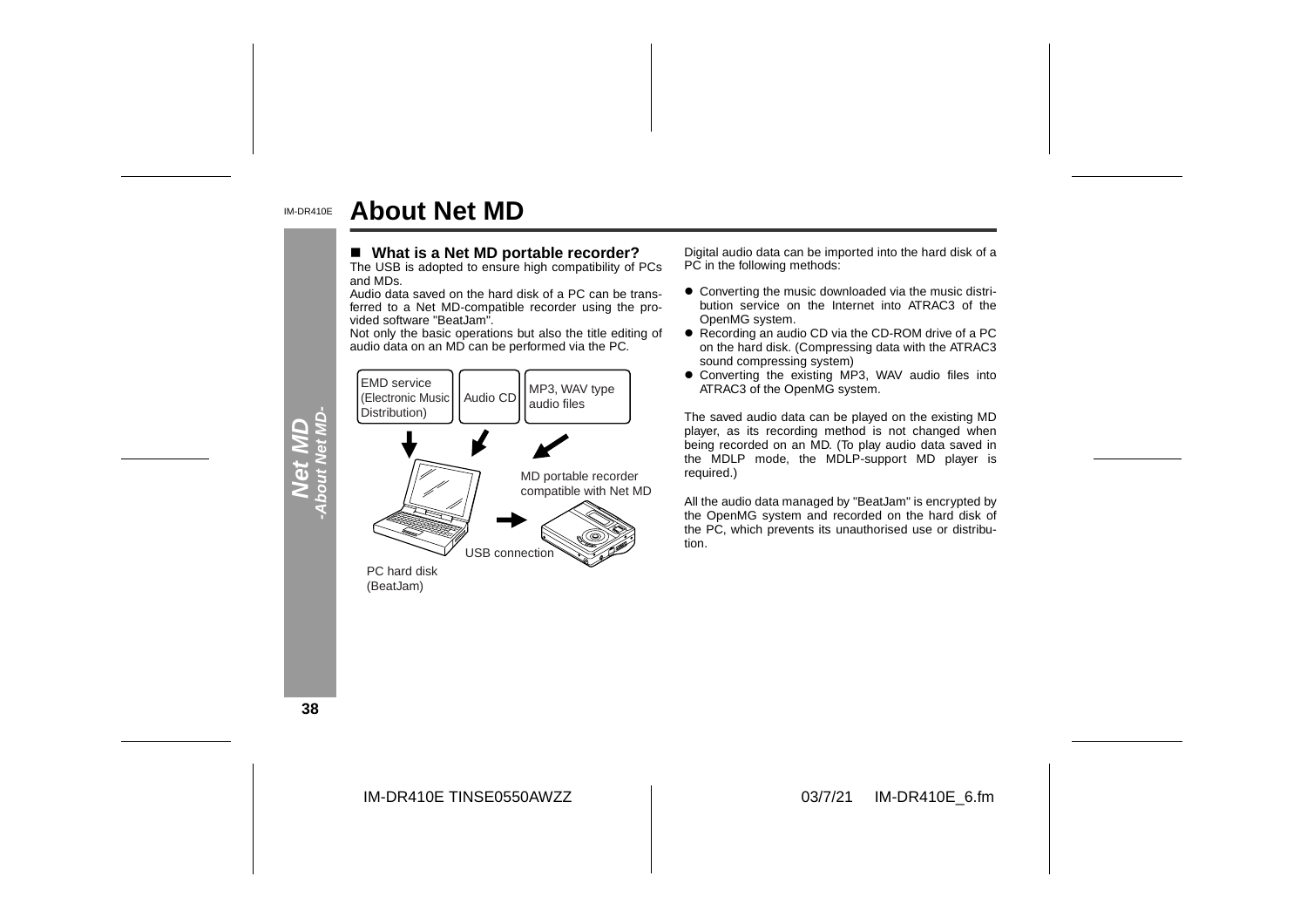# About Net MD

## ■ What is a Net MD portable recorder?

The USB is adopted to ensure high compatibility of PCs and MDs.

Audio data saved on the hard disk of a PC can be transferred to a Net MD-compatible recorder using the provided software "BeatJam".

Not only the basic operations but also the title editing of audio data on an MD can be performed via the PC.

EMD service (Electronic Music Distribution)

Audio CD

MP3, WAV type audio files

MD portable recorder compatible with Net MD

USB connection

PC hard disk (BeatJam)

Digital audio data can be imported into the hard disk of a PC in the following methods:

- Converting the music downloaded via the music distribution service on the Internet into ATRAC3 of the OpenMG system.
- Recording an audio CD via the CD-ROM drive of a PC on the hard disk. (Compressing data with the ATRAC3 sound compressing system)
- Converting the existing MP3, WAV audio files into ATRAC3 of the OpenMG system.

The saved audio data can be played on the existing MD player, as its recording method is not changed when being recorded on an MD. (To play audio data saved in the MDLP mode, the MDLP-support MD player is required.)

All the audio data managed by "BeatJam" is encrypted by the OpenMG system and recorded on the hard disk of the PC, which prevents its unauthorised use or distribution.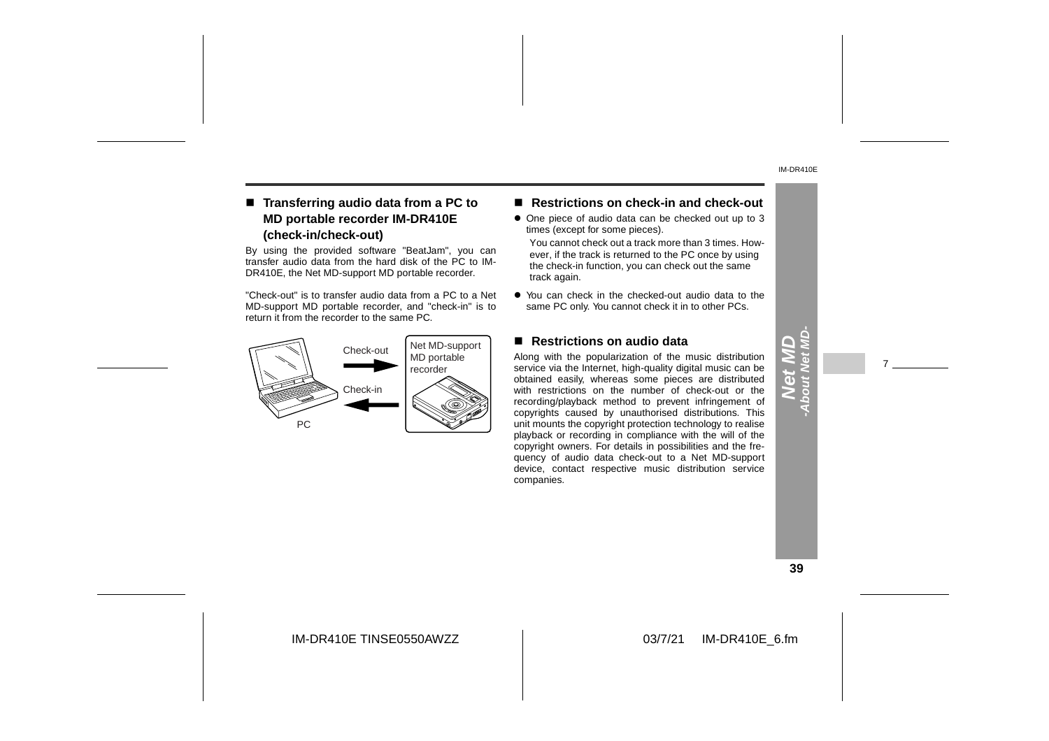## ■ Transferring audio data from a PC to MD portable recorder IM-DR410E (check-in/check-out)

By using the provided software "BeatJam", you can transfer audio data from the hard disk of the PC to IM-DR410E, the Net MD-support MD portable recorder.

"Check-out" is to transfer audio data from a PC to a Net MD-support MD portable recorder, and "check-in" is to return it from the recorder to the same PC.

PC

Check-out

Check-in

Net MD-support MD portable recorder

## ■ Restrictions on check-in and check-out

- One piece of audio data can be checked out up to 3 times (except for some pieces).

  You cannot check out a track more than 3 times. However, if the track is returned to the PC once by using the check-in function, you can check out the same track again.

- You can check in the checked-out audio data to the same PC only. You cannot check it in to other PCs.

## ■ Restrictions on audio data

Along with the popularization of the music distribution service via the Internet, high-quality digital music can be obtained easily, whereas some pieces are distributed with restrictions on the number of check-out or the recording/playback method to prevent infringement of copyrights caused by unauthorised distributions. This unit mounts the copyright protection technology to realise playback or recording in compliance with the will of the copyright owners. For details in possibilities and the frequency of audio data check-out to a Net MD-support device, contact respective music distribution service companies.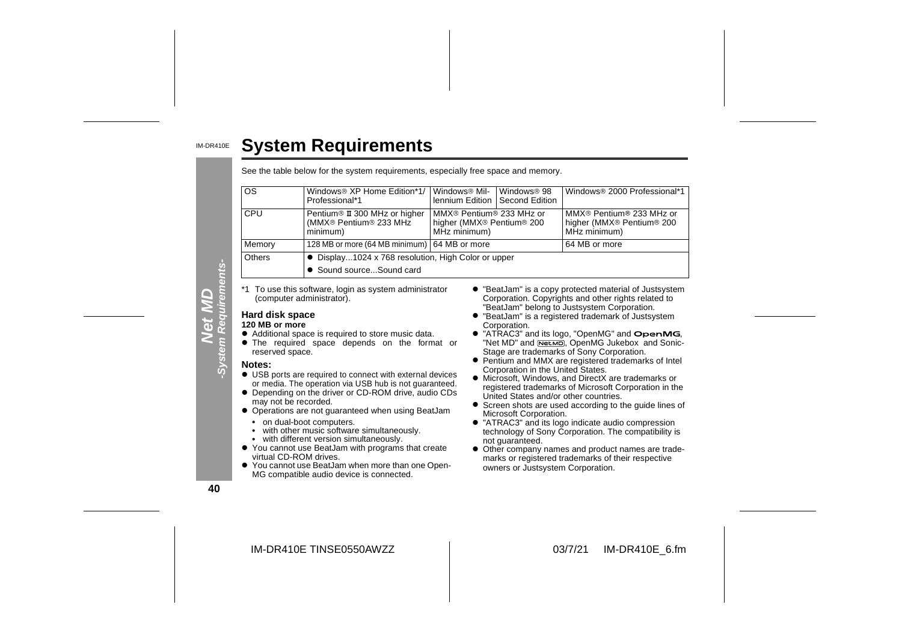# System Requirements

See the table below for the system requirements, especially free space and memory.

| OS | Windows® XP Home Edition*1/ Professional*1 | Windows® Millennium Edition | Windows® 98 Second Edition | Windows® 2000 Professional*1 |
|---|---|---|---|---|
| CPU | Pentium® II 300 MHz or higher (MMX® Pentium® 233 MHz minimum) | MMX® Pentium® 233 MHz or higher (MMX® Pentium® 200 MHz minimum) | | MMX® Pentium® 233 MHz or higher (MMX® Pentium® 200 MHz minimum) |
| Memory | 128 MB or more (64 MB minimum) | 64 MB or more | | 64 MB or more |
| Others | ● Display...1024 x 768 resolution, High Color or upper | | | |
| | ● Sound source...Sound card | | | |

*1 To use this software, login as system administrator (computer administrator).

### Hard disk space

**120 MB or more**

- Additional space is required to store music data.
- The required space depends on the format or reserved space.

### Notes:

- USB ports are required to connect with external devices or media. The operation via USB hub is not guaranteed.
- Depending on the driver or CD-ROM drive, audio CDs may not be recorded.
- Operations are not guaranteed when using BeatJam
  - on dual-boot computers.
  - with other music software simultaneously.
  - with different version simultaneously.
- You cannot use BeatJam with programs that create virtual CD-ROM drives.
- You cannot use BeatJam when more than one OpenMG compatible audio device is connected.

- "BeatJam" is a copy protected material of Justsystem Corporation. Copyrights and other rights related to "BeatJam" belong to Justsystem Corporation.
- "BeatJam" is a registered trademark of Justsystem Corporation.
- "ATRAC3" and its logo, "OpenMG" and OpenMG, "Net MD" and Net MD, OpenMG Jukebox and SonicStage are trademarks of Sony Corporation.
- Pentium and MMX are registered trademarks of Intel Corporation in the United States.
- Microsoft, Windows, and DirectX are trademarks or registered trademarks of Microsoft Corporation in the United States and/or other countries.
- Screen shots are used according to the guide lines of Microsoft Corporation.
- "ATRAC3" and its logo indicate audio compression technology of Sony Corporation. The compatibility is not guaranteed.
- Other company names and product names are trademarks or registered trademarks of their respective owners or Justsystem Corporation.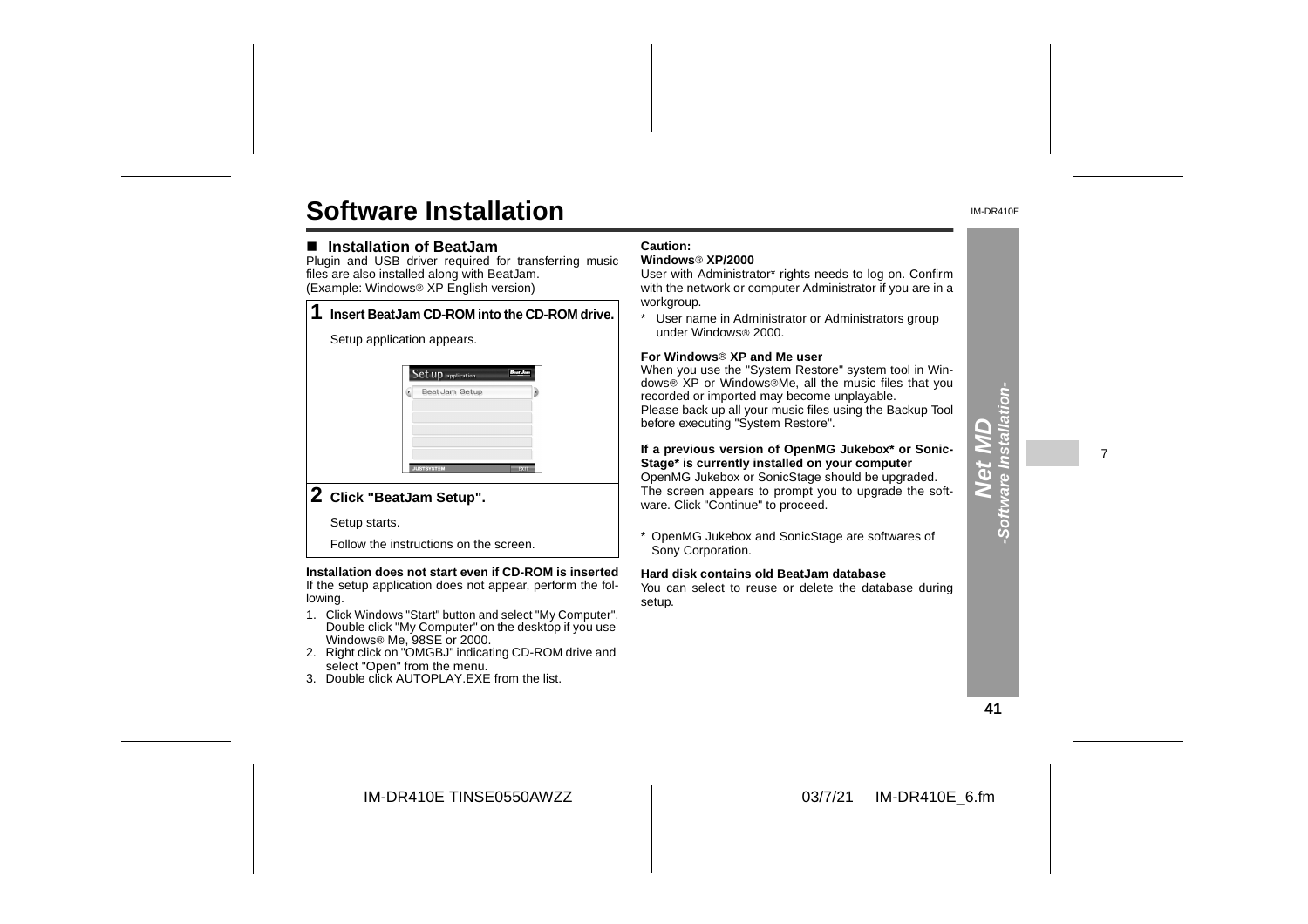# Software Installation

## ■ Installation of BeatJam

Plugin and USB driver required for transferring music files are also installed along with BeatJam.
(Example: Windows® XP English version)

**1 Insert BeatJam CD-ROM into the CD-ROM drive.**

Setup application appears.

**2 Click "BeatJam Setup".**

Setup starts.

Follow the instructions on the screen.

**Installation does not start even if CD-ROM is inserted**
If the setup application does not appear, perform the following.

1. Click Windows "Start" button and select "My Computer". Double click "My Computer" on the desktop if you use Windows® Me, 98SE or 2000.
2. Right click on "OMGBJ" indicating CD-ROM drive and select "Open" from the menu.
3. Double click AUTOPLAY.EXE from the list.

**Caution:**

**Windows® XP/2000**
User with Administrator* rights needs to log on. Confirm with the network or computer Administrator if you are in a workgroup.

\* User name in Administrator or Administrators group under Windows® 2000.

**For Windows® XP and Me user**
When you use the "System Restore" system tool in Windows® XP or Windows®Me, all the music files that you recorded or imported may become unplayable.
Please back up all your music files using the Backup Tool before executing "System Restore".

**If a previous version of OpenMG Jukebox* or SonicStage* is currently installed on your computer**
OpenMG Jukebox or SonicStage should be upgraded.
The screen appears to prompt you to upgrade the software. Click "Continue" to proceed.

\* OpenMG Jukebox and SonicStage are softwares of Sony Corporation.

**Hard disk contains old BeatJam database**
You can select to reuse or delete the database during setup.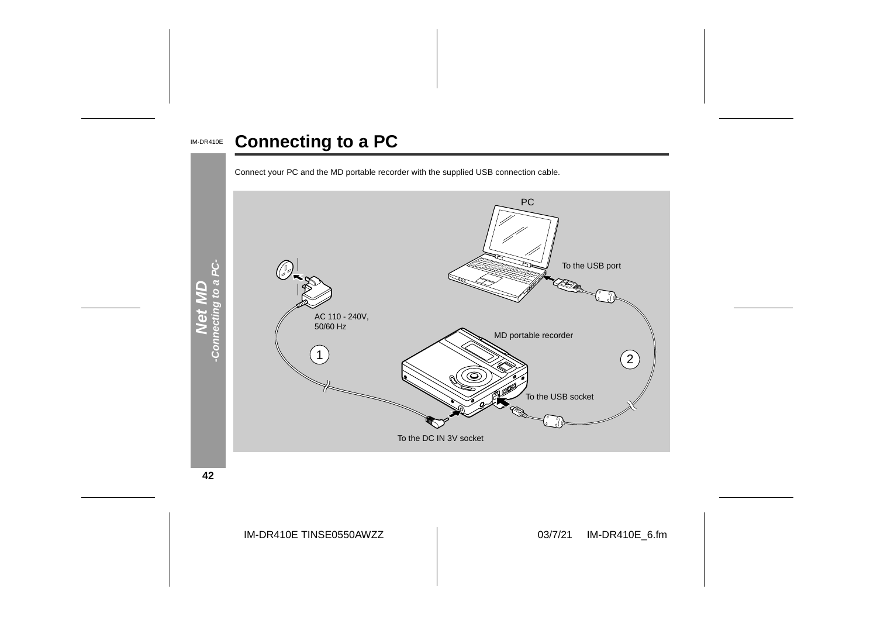# Connecting to a PC

Connect your PC and the MD portable recorder with the supplied USB connection cable.

PC

To the USB port

AC 110 - 240V, 50/60 Hz

MD portable recorder

1

2

To the USB socket

To the DC IN 3V socket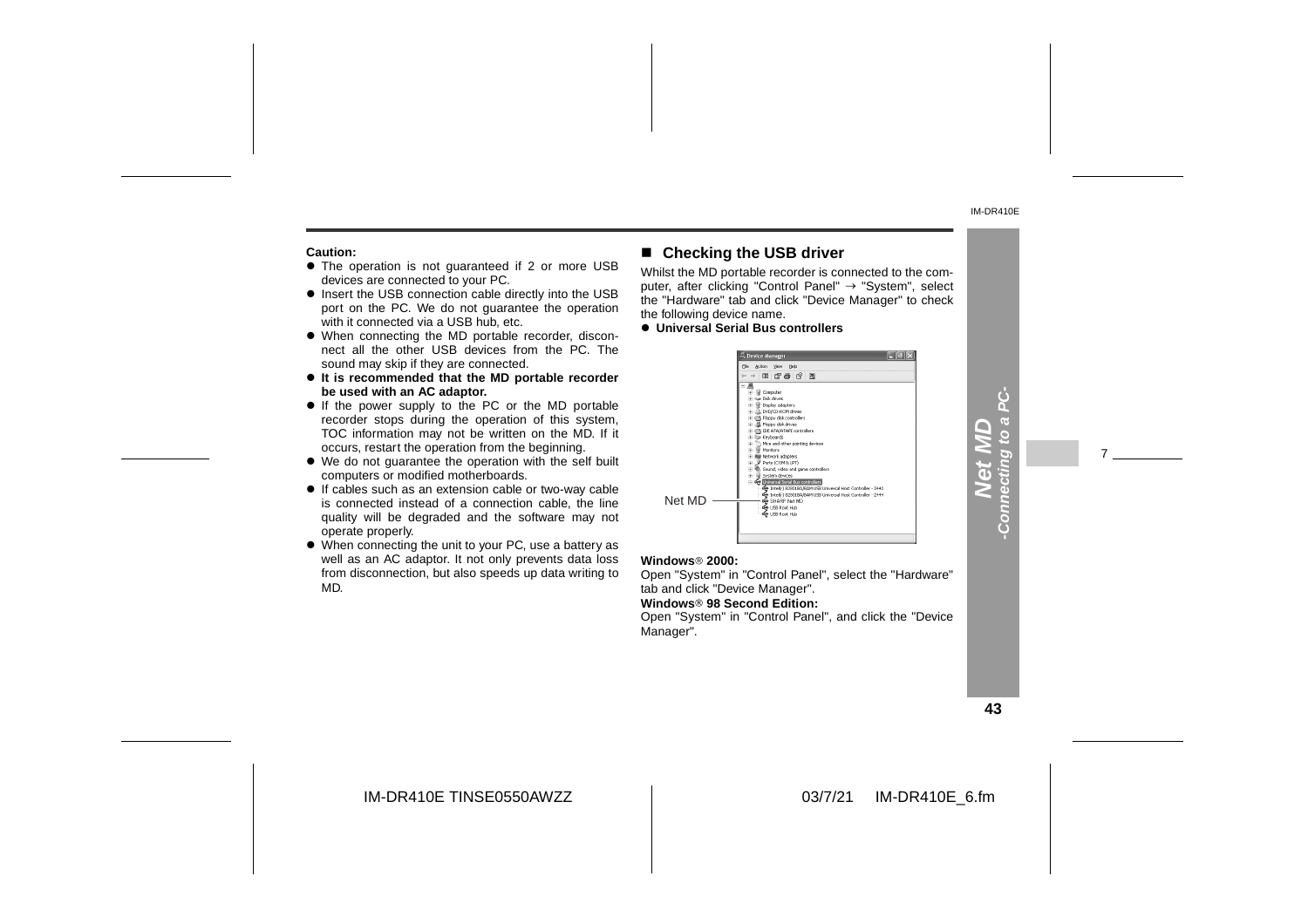**Caution:**

- The operation is not guaranteed if 2 or more USB devices are connected to your PC.
- Insert the USB connection cable directly into the USB port on the PC. We do not guarantee the operation with it connected via a USB hub, etc.
- When connecting the MD portable recorder, disconnect all the other USB devices from the PC. The sound may skip if they are connected.
- **It is recommended that the MD portable recorder be used with an AC adaptor.**
- If the power supply to the PC or the MD portable recorder stops during the operation of this system, TOC information may not be written on the MD. If it occurs, restart the operation from the beginning.
- We do not guarantee the operation with the self built computers or modified motherboards.
- If cables such as an extension cable or two-way cable is connected instead of a connection cable, the line quality will be degraded and the software may not operate properly.
- When connecting the unit to your PC, use a battery as well as an AC adaptor. It not only prevents data loss from disconnection, but also speeds up data writing to MD.

## ■ Checking the USB driver

Whilst the MD portable recorder is connected to the computer, after clicking "Control Panel" → "System", select the "Hardware" tab and click "Device Manager" to check the following device name.

- **Universal Serial Bus controllers**

Net MD

**Windows® 2000:**

Open "System" in "Control Panel", select the "Hardware" tab and click "Device Manager".

**Windows® 98 Second Edition:**

Open "System" in "Control Panel", and click the "Device Manager".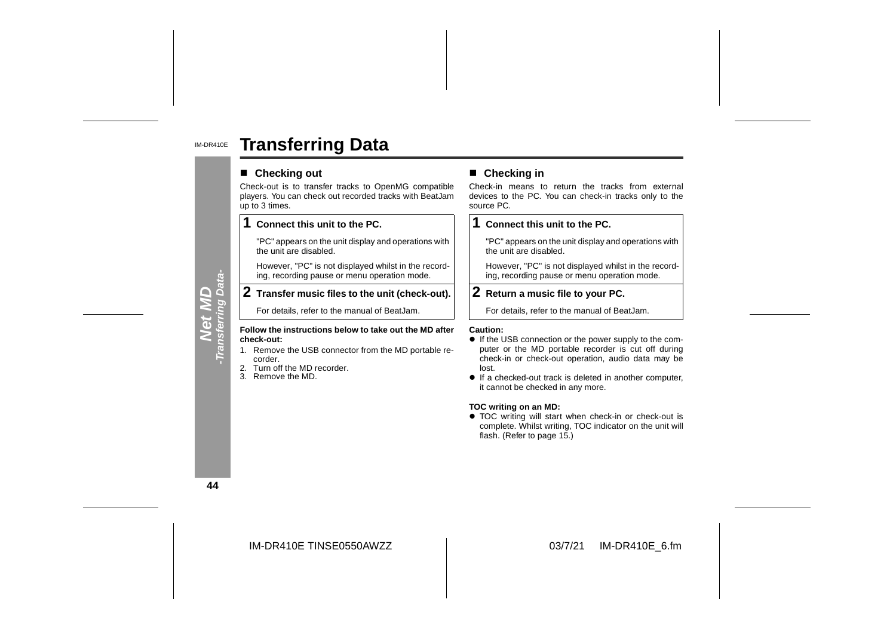# Transferring Data

## ■ Checking out

Check-out is to transfer tracks to OpenMG compatible players. You can check out recorded tracks with BeatJam up to 3 times.

**1 Connect this unit to the PC.**

"PC" appears on the unit display and operations with the unit are disabled.

However, "PC" is not displayed whilst in the recording, recording pause or menu operation mode.

**2 Transfer music files to the unit (check-out).**

For details, refer to the manual of BeatJam.

**Follow the instructions below to take out the MD after check-out:**

1. Remove the USB connector from the MD portable recorder.
2. Turn off the MD recorder.
3. Remove the MD.

## ■ Checking in

Check-in means to return the tracks from external devices to the PC. You can check-in tracks only to the source PC.

**1 Connect this unit to the PC.**

"PC" appears on the unit display and operations with the unit are disabled.

However, "PC" is not displayed whilst in the recording, recording pause or menu operation mode.

**2 Return a music file to your PC.**

For details, refer to the manual of BeatJam.

**Caution:**

- If the USB connection or the power supply to the computer or the MD portable recorder is cut off during check-in or check-out operation, audio data may be lost.
- If a checked-out track is deleted in another computer, it cannot be checked in any more.

**TOC writing on an MD:**

- TOC writing will start when check-in or check-out is complete. Whilst writing, TOC indicator on the unit will flash. (Refer to page 15.)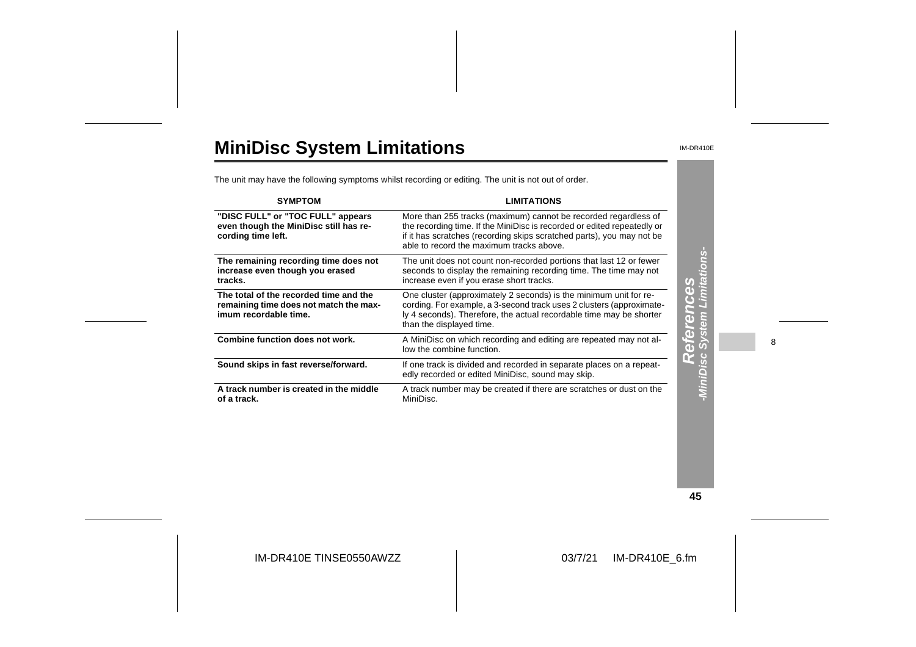# MiniDisc System Limitations

The unit may have the following symptoms whilst recording or editing. The unit is not out of order.

| SYMPTOM | LIMITATIONS |
|---|---|
| **"DISC FULL" or "TOC FULL" appears even though the MiniDisc still has recording time left.** | More than 255 tracks (maximum) cannot be recorded regardless of the recording time. If the MiniDisc is recorded or edited repeatedly or if it has scratches (recording skips scratched parts), you may not be able to record the maximum tracks above. |
| **The remaining recording time does not increase even though you erased tracks.** | The unit does not count non-recorded portions that last 12 or fewer seconds to display the remaining recording time. The time may not increase even if you erase short tracks. |
| **The total of the recorded time and the remaining time does not match the maximum recordable time.** | One cluster (approximately 2 seconds) is the minimum unit for recording. For example, a 3-second track uses 2 clusters (approximately 4 seconds). Therefore, the actual recordable time may be shorter than the displayed time. |
| **Combine function does not work.** | A MiniDisc on which recording and editing are repeated may not allow the combine function. |
| **Sound skips in fast reverse/forward.** | If one track is divided and recorded in separate places on a repeatedly recorded or edited MiniDisc, sound may skip. |
| **A track number is created in the middle of a track.** | A track number may be created if there are scratches or dust on the MiniDisc. |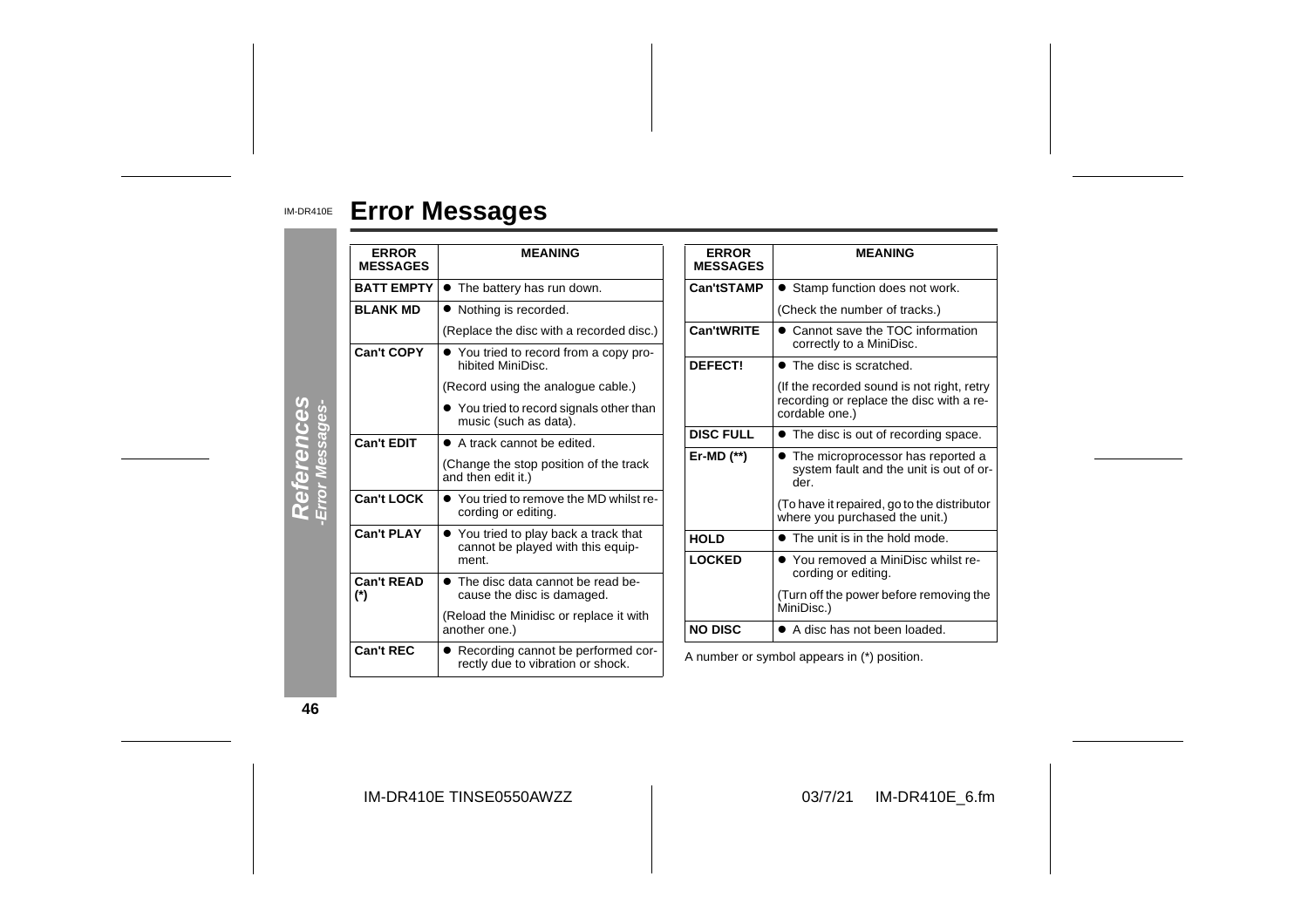# Error Messages

| ERROR MESSAGES | MEANING |
|---|---|
| BATT EMPTY | ● The battery has run down. |
| BLANK MD | ● Nothing is recorded. |
| | (Replace the disc with a recorded disc.) |
| Can't COPY | ● You tried to record from a copy prohibited MiniDisc. |
| | (Record using the analogue cable.) |
| | ● You tried to record signals other than music (such as data). |
| Can't EDIT | ● A track cannot be edited. |
| | (Change the stop position of the track and then edit it.) |
| Can't LOCK | ● You tried to remove the MD whilst recording or editing. |
| Can't PLAY | ● You tried to play back a track that cannot be played with this equipment. |
| Can't READ (*) | ● The disc data cannot be read because the disc is damaged. |
| | (Reload the Minidisc or replace it with another one.) |
| Can't REC | ● Recording cannot be performed correctly due to vibration or shock. |
| Can'tSTAMP | ● Stamp function does not work. |
| | (Check the number of tracks.) |
| Can'tWRITE | ● Cannot save the TOC information correctly to a MiniDisc. |
| DEFECT! | ● The disc is scratched. |
| | (If the recorded sound is not right, retry recording or replace the disc with a recordable one.) |
| DISC FULL | ● The disc is out of recording space. |
| Er-MD (**) | ● The microprocessor has reported a system fault and the unit is out of order. |
| | (To have it repaired, go to the distributor where you purchased the unit.) |
| HOLD | ● The unit is in the hold mode. |
| LOCKED | ● You removed a MiniDisc whilst recording or editing. |
| | (Turn off the power before removing the MiniDisc.) |
| NO DISC | ● A disc has not been loaded. |

A number or symbol appears in (*) position.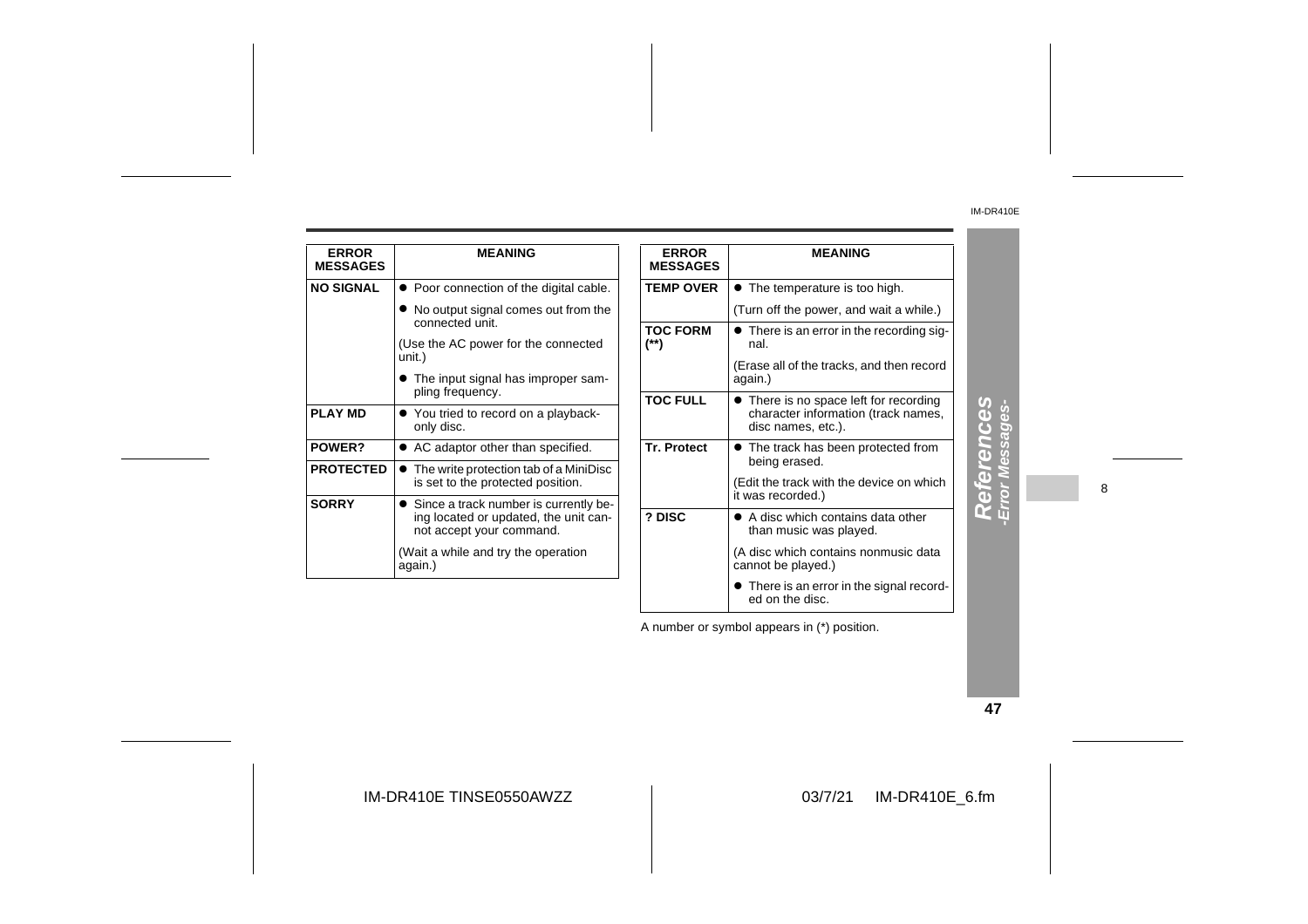| ERROR MESSAGES | MEANING |
|---|---|
| NO SIGNAL | ● Poor connection of the digital cable. |
| | ● No output signal comes out from the connected unit. |
| | (Use the AC power for the connected unit.) |
| | ● The input signal has improper sampling frequency. |
| PLAY MD | ● You tried to record on a playback-only disc. |
| POWER? | ● AC adaptor other than specified. |
| PROTECTED | ● The write protection tab of a MiniDisc is set to the protected position. |
| SORRY | ● Since a track number is currently being located or updated, the unit cannot accept your command. |
| | (Wait a while and try the operation again.) |

| ERROR MESSAGES | MEANING |
|---|---|
| TEMP OVER | ● The temperature is too high. |
| | (Turn off the power, and wait a while.) |
| TOC FORM (**) | ● There is an error in the recording signal. |
| | (Erase all of the tracks, and then record again.) |
| TOC FULL | ● There is no space left for recording character information (track names, disc names, etc.). |
| Tr. Protect | ● The track has been protected from being erased. |
| | (Edit the track with the device on which it was recorded.) |
| ? DISC | ● A disc which contains data other than music was played. |
| | (A disc which contains nonmusic data cannot be played.) |
| | ● There is an error in the signal recorded on the disc. |

A number or symbol appears in (*) position.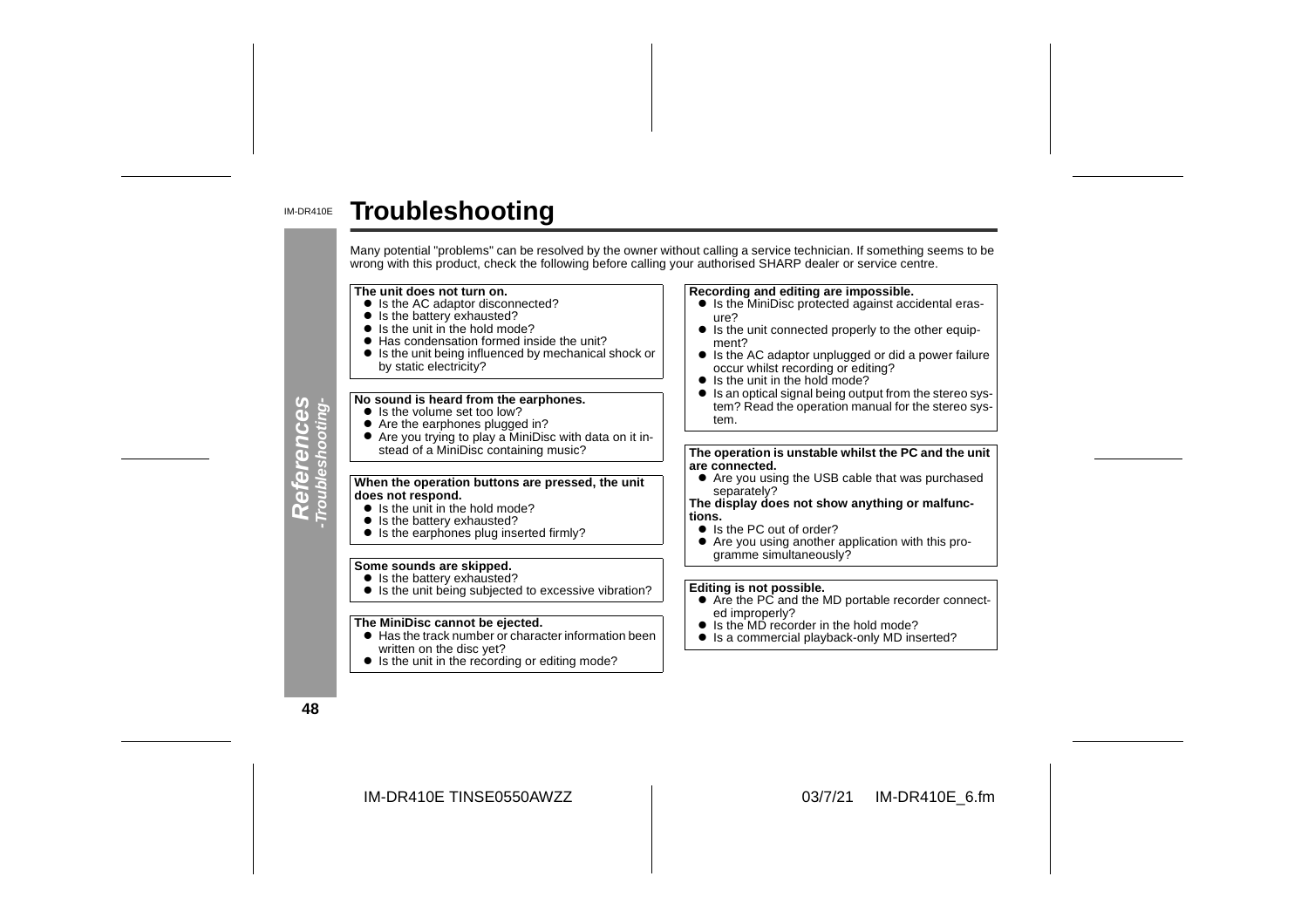# Troubleshooting

Many potential "problems" can be resolved by the owner without calling a service technician. If something seems to be wrong with this product, check the following before calling your authorised SHARP dealer or service centre.

**The unit does not turn on.**
- Is the AC adaptor disconnected?
- Is the battery exhausted?
- Is the unit in the hold mode?
- Has condensation formed inside the unit?
- Is the unit being influenced by mechanical shock or by static electricity?

**No sound is heard from the earphones.**
- Is the volume set too low?
- Are the earphones plugged in?
- Are you trying to play a MiniDisc with data on it instead of a MiniDisc containing music?

**When the operation buttons are pressed, the unit does not respond.**
- Is the unit in the hold mode?
- Is the battery exhausted?
- Is the earphones plug inserted firmly?

**Some sounds are skipped.**
- Is the battery exhausted?
- Is the unit being subjected to excessive vibration?

**The MiniDisc cannot be ejected.**
- Has the track number or character information been written on the disc yet?
- Is the unit in the recording or editing mode?

**Recording and editing are impossible.**
- Is the MiniDisc protected against accidental erasure?
- Is the unit connected properly to the other equipment?
- Is the AC adaptor unplugged or did a power failure occur whilst recording or editing?
- Is the unit in the hold mode?
- Is an optical signal being output from the stereo system? Read the operation manual for the stereo system.

**The operation is unstable whilst the PC and the unit are connected.**
- Are you using the USB cable that was purchased separately?

**The display does not show anything or malfunctions.**
- Is the PC out of order?
- Are you using another application with this programme simultaneously?

**Editing is not possible.**
- Are the PC and the MD portable recorder connected improperly?
- Is the MD recorder in the hold mode?
- Is a commercial playback-only MD inserted?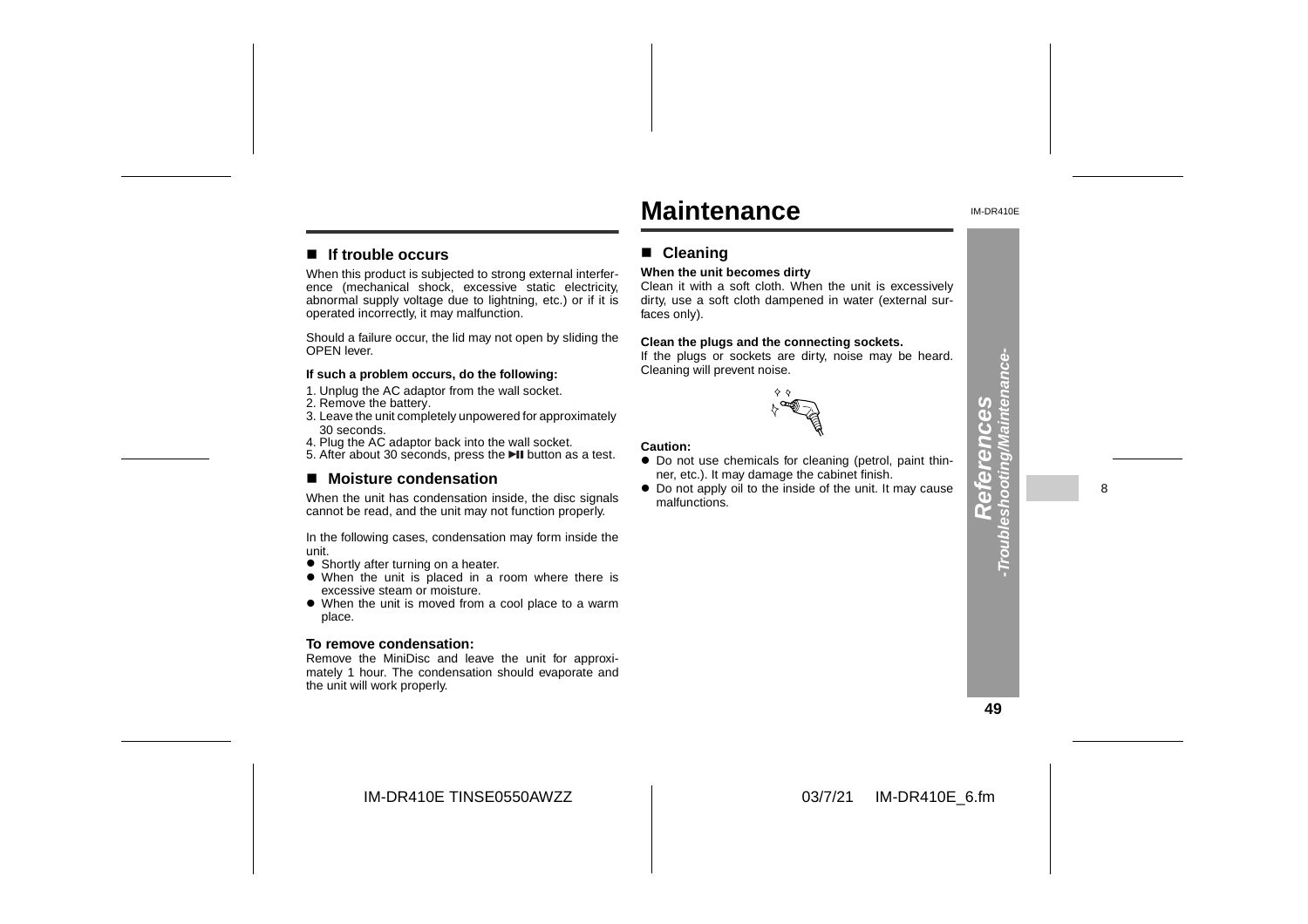# Maintenance

## ■ If trouble occurs

When this product is subjected to strong external interference (mechanical shock, excessive static electricity, abnormal supply voltage due to lightning, etc.) or if it is operated incorrectly, it may malfunction.

Should a failure occur, the lid may not open by sliding the OPEN lever.

**If such a problem occurs, do the following:**

1. Unplug the AC adaptor from the wall socket.
2. Remove the battery.
3. Leave the unit completely unpowered for approximately 30 seconds.
4. Plug the AC adaptor back into the wall socket.
5. After about 30 seconds, press the ▶II button as a test.

## ■ Moisture condensation

When the unit has condensation inside, the disc signals cannot be read, and the unit may not function properly.

In the following cases, condensation may form inside the unit.

- Shortly after turning on a heater.
- When the unit is placed in a room where there is excessive steam or moisture.
- When the unit is moved from a cool place to a warm place.

**To remove condensation:**
Remove the MiniDisc and leave the unit for approximately 1 hour. The condensation should evaporate and the unit will work properly.

## ■ Cleaning

**When the unit becomes dirty**
Clean it with a soft cloth. When the unit is excessively dirty, use a soft cloth dampened in water (external surfaces only).

**Clean the plugs and the connecting sockets.**
If the plugs or sockets are dirty, noise may be heard. Cleaning will prevent noise.

**Caution:**

- Do not use chemicals for cleaning (petrol, paint thinner, etc.). It may damage the cabinet finish.
- Do not apply oil to the inside of the unit. It may cause malfunctions.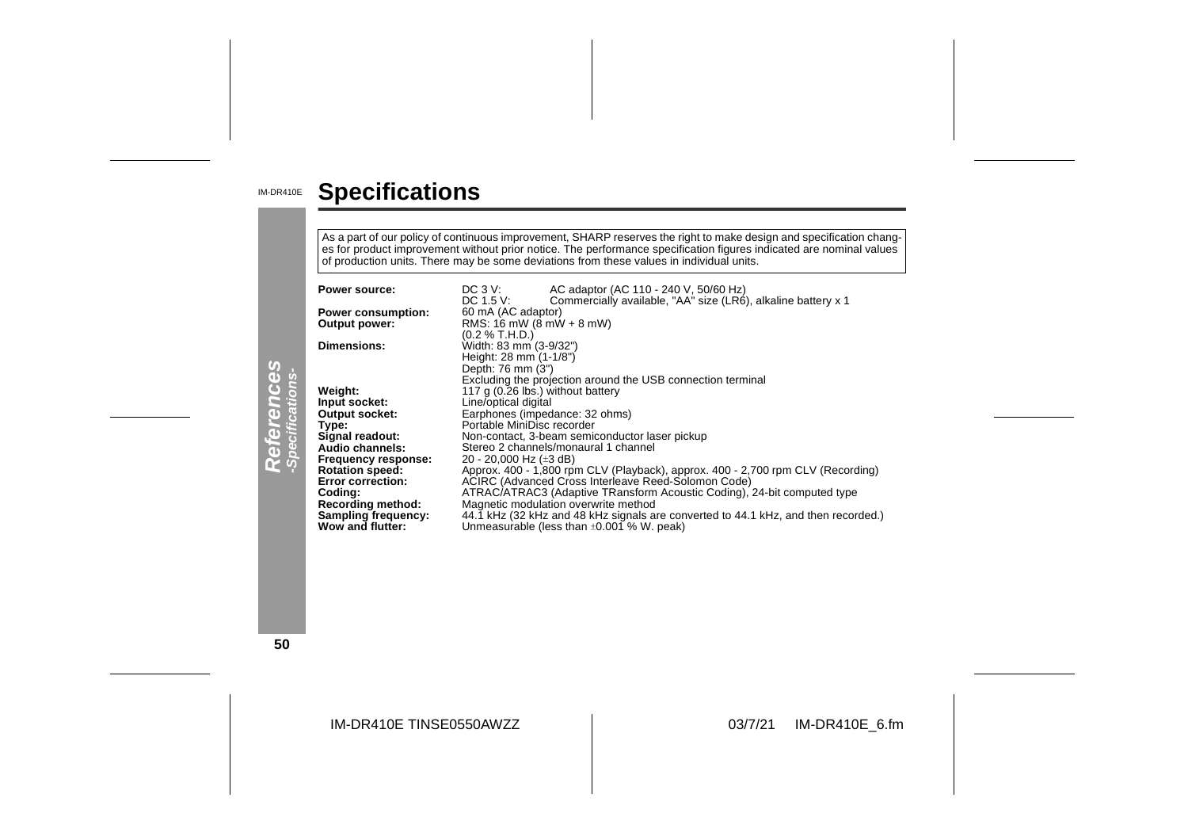# Specifications

As a part of our policy of continuous improvement, SHARP reserves the right to make design and specification changes for product improvement without prior notice. The performance specification figures indicated are nominal values of production units. There may be some deviations from these values in individual units.

| | |
|---|---|
| **Power source:** | DC 3 V: AC adaptor (AC 110 - 240 V, 50/60 Hz) |
| | DC 1.5 V: Commercially available, "AA" size (LR6), alkaline battery x 1 |
| **Power consumption:** | 60 mA (AC adaptor) |
| **Output power:** | RMS: 16 mW (8 mW + 8 mW) (0.2 % T.H.D.) |
| **Dimensions:** | Width: 83 mm (3-9/32") |
| | Height: 28 mm (1-1/8") |
| | Depth: 76 mm (3") |
| | Excluding the projection around the USB connection terminal |
| **Weight:** | 117 g (0.26 lbs.) without battery |
| **Input socket:** | Line/optical digital |
| **Output socket:** | Earphones (impedance: 32 ohms) |
| **Type:** | Portable MiniDisc recorder |
| **Signal readout:** | Non-contact, 3-beam semiconductor laser pickup |
| **Audio channels:** | Stereo 2 channels/monaural 1 channel |
| **Frequency response:** | 20 - 20,000 Hz (±3 dB) |
| **Rotation speed:** | Approx. 400 - 1,800 rpm CLV (Playback), approx. 400 - 2,700 rpm CLV (Recording) |
| **Error correction:** | ACIRC (Advanced Cross Interleave Reed-Solomon Code) |
| **Coding:** | ATRAC/ATRAC3 (Adaptive TRansform Acoustic Coding), 24-bit computed type |
| **Recording method:** | Magnetic modulation overwrite method |
| **Sampling frequency:** | 44.1 kHz (32 kHz and 48 kHz signals are converted to 44.1 kHz, and then recorded.) |
| **Wow and flutter:** | Unmeasurable (less than ±0.001 % W. peak) |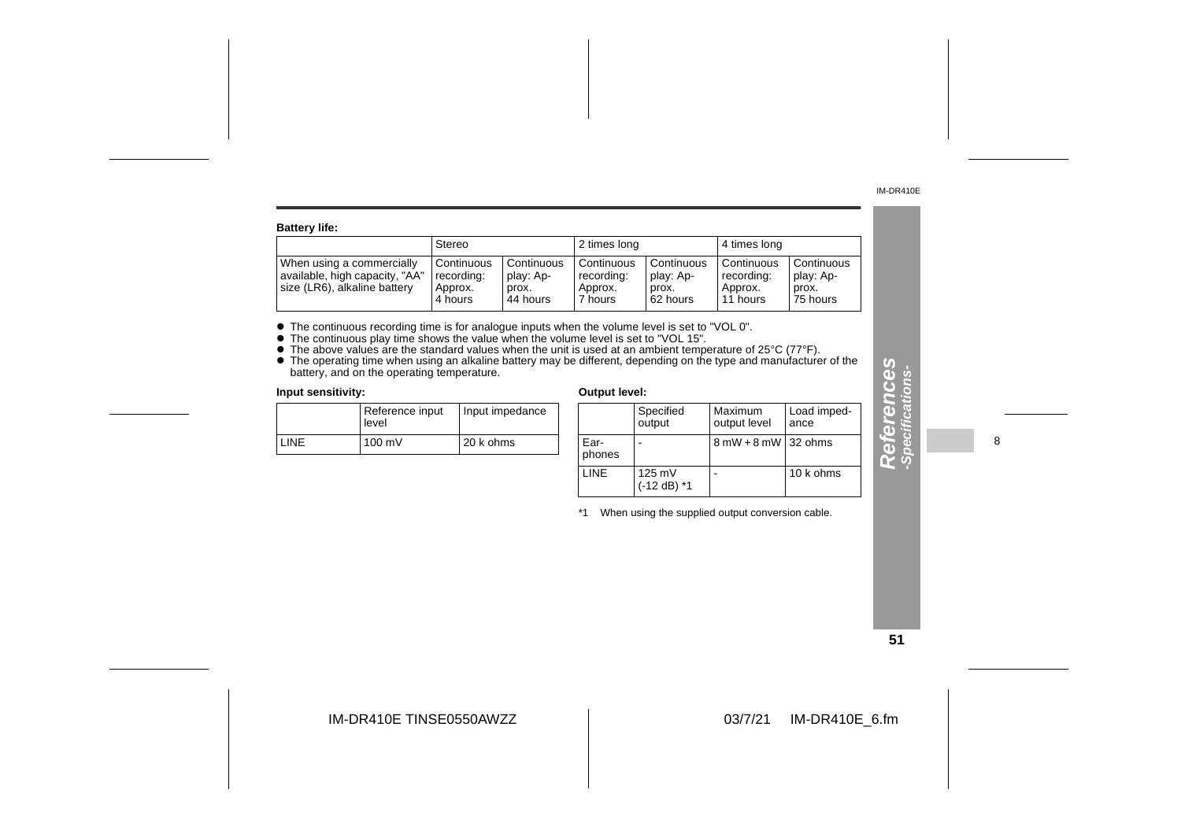**Battery life:**

| | Stereo | | 2 times long | | 4 times long | |
|---|---|---|---|---|---|---|
| When using a commercially available, high capacity, "AA" size (LR6), alkaline battery | Continuous recording: Approx. 4 hours | Continuous play: Approx. 44 hours | Continuous recording: Approx. 7 hours | Continuous play: Approx. 62 hours | Continuous recording: Approx. 11 hours | Continuous play: Approx. 75 hours |

- The continuous recording time is for analogue inputs when the volume level is set to "VOL 0".
- The continuous play time shows the value when the volume level is set to "VOL 15".
- The above values are the standard values when the unit is used at an ambient temperature of 25°C (77°F).
- The operating time when using an alkaline battery may be different, depending on the type and manufacturer of the battery, and on the operating temperature.

**Input sensitivity:**

| | Reference input level | Input impedance |
|---|---|---|
| LINE | 100 mV | 20 k ohms |

**Output level:**

| | Specified output | Maximum output level | Load impedance |
|---|---|---|---|
| Earphones | - | 8 mW + 8 mW | 32 ohms |
| LINE | 125 mV (-12 dB) *1 | - | 10 k ohms |

*1 When using the supplied output conversion cable.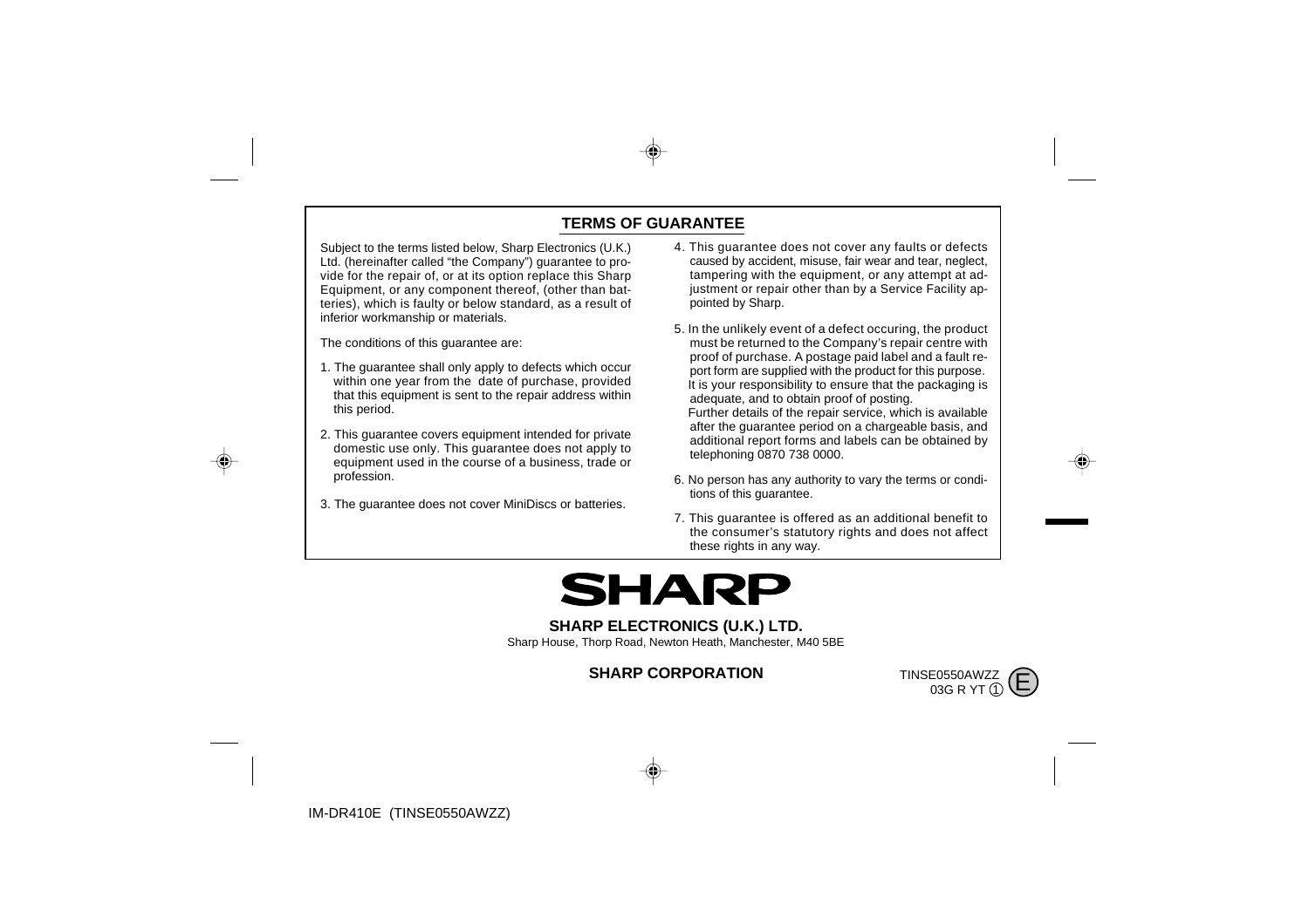## TERMS OF GUARANTEE

Subject to the terms listed below, Sharp Electronics (U.K.) Ltd. (hereinafter called "the Company") guarantee to provide for the repair of, or at its option replace this Sharp Equipment, or any component thereof, (other than batteries), which is faulty or below standard, as a result of inferior workmanship or materials.

The conditions of this guarantee are:

1. The guarantee shall only apply to defects which occur within one year from the date of purchase, provided that this equipment is sent to the repair address within this period.
2. This guarantee covers equipment intended for private domestic use only. This guarantee does not apply to equipment used in the course of a business, trade or profession.
3. The guarantee does not cover MiniDiscs or batteries.
4. This guarantee does not cover any faults or defects caused by accident, misuse, fair wear and tear, neglect, tampering with the equipment, or any attempt at adjustment or repair other than by a Service Facility appointed by Sharp.
5. In the unlikely event of a defect occuring, the product must be returned to the Company's repair centre with proof of purchase. A postage paid label and a fault report form are supplied with the product for this purpose. It is your responsibility to ensure that the packaging is adequate, and to obtain proof of posting.
   Further details of the repair service, which is available after the guarantee period on a chargeable basis, and additional report forms and labels can be obtained by telephoning 0870 738 0000.
6. No person has any authority to vary the terms or conditions of this guarantee.
7. This guarantee is offered as an additional benefit to the consumer's statutory rights and does not affect these rights in any way.

SHARP

**SHARP ELECTRONICS (U.K.) LTD.**
Sharp House, Thorp Road, Newton Heath, Manchester, M40 5BE

**SHARP CORPORATION**

TINSE0550AWZZ
03G R YT ①

E

IM-DR410E (TINSE0550AWZZ)